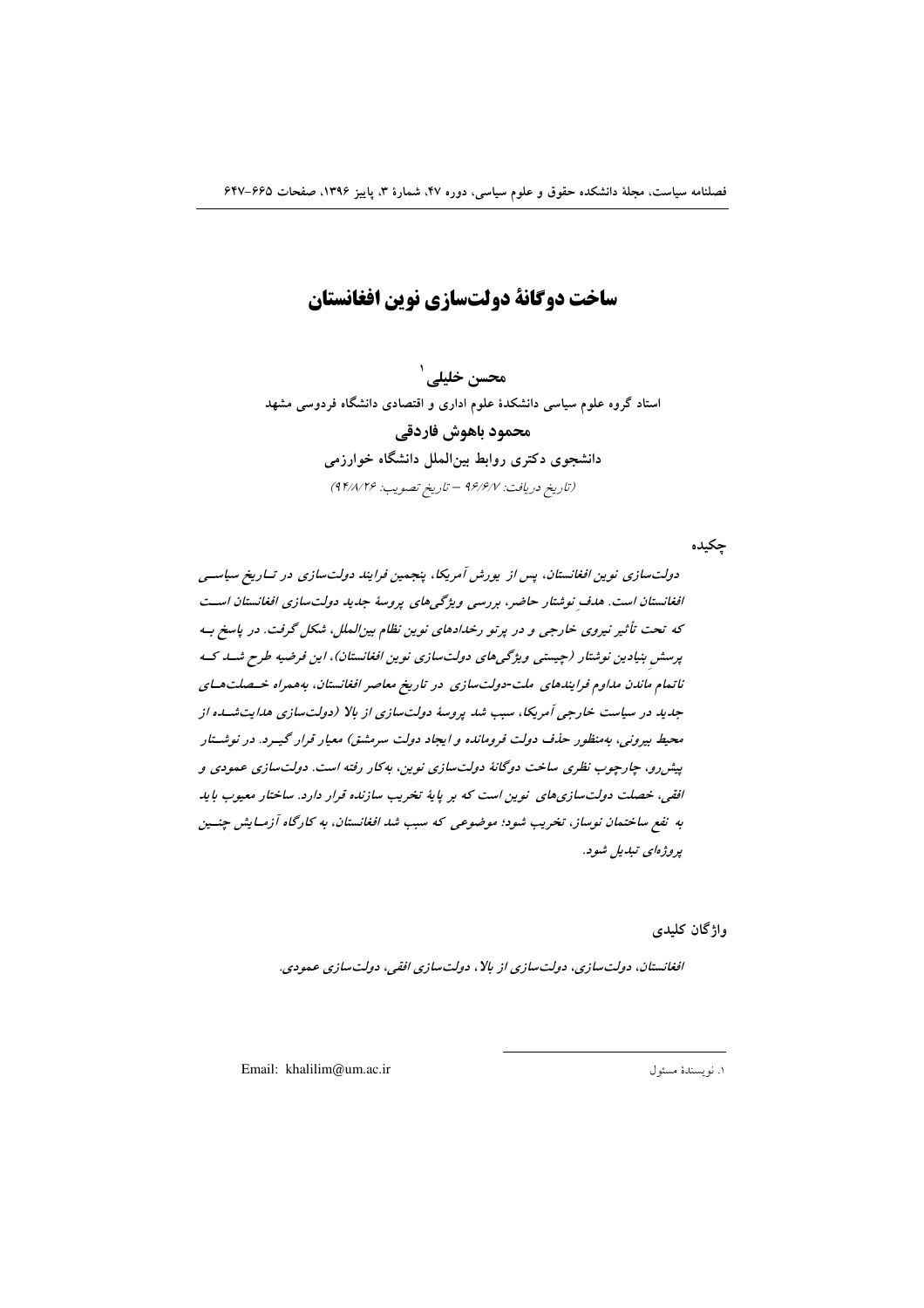# ساخت دوگانهٔ دولت‌سازی نوین افغانستان

**محسن خلیلی**[1]

استاد گروه علوم سیاسی دانشکدهٔ علوم اداری و اقتصادی دانشگاه فردوسی مشهد

**محمود باهوش فاردقی**

دانشجوی دکتری روابط بین‌الملل دانشگاه خوارزمی

(تاریخ دریافت: ۹۶/۶/۷ – تاریخ تصویب: ۹۴/۸/۲۶)

## چکیده

*دولت‌سازی نوین افغانستان، پس از یورش آمریکا، پنجمین فرایند دولت‌سازی در تاریخ سیاسی افغانستان است. هدف نوشتار حاضر، بررسی ویژگی‌های پروسهٔ جدید دولت‌سازی افغانستان است که تحت تأثیر نیروی خارجی و در پرتو رخدادهای نوین نظام بین‌الملل، شکل گرفت. در پاسخ به پرسشِ بنیادین نوشتار (چیستی ویژگی‌های دولت‌سازی نوین افغانستان)، این فرضیه طرح شد که ناتمام ماندن مداوم فرایندهای ملت-دولت‌سازی در تاریخ معاصر افغانستان، به‌همراه خصلت‌های جدید در سیاست خارجی آمریکا، سبب شد پروسهٔ دولت‌سازی از بالا (دولت‌سازی هدایت‌شده از محیط بیرونی، به‌منظور حذف دولت فرومانده و ایجاد دولت سرمشق) معیار قرار گیرد. در نوشتار پیش‌رو، چارچوب نظری ساخت دوگانهٔ دولت‌سازی نوین، به‌کار رفته است. دولت‌سازی عمودی و افقی، خصلت دولت‌سازی‌های نوین است که بر پایهٔ تخریب سازنده قرار دارد. ساختار معیوب باید به نفع ساختمان نوساز، تخریب شود؛ موضوعی که سبب شد افغانستان، به کارگاه آزمایش چنین پروژه‌ای تبدیل شود.*

## واژگان کلیدی

*افغانستان، دولت‌سازی، دولت‌سازی از بالا، دولت‌سازی افقی، دولت‌سازی عمودی.*

---

[1]. نویسندهٔ مسئول

Email: khalilim@um.ac.ir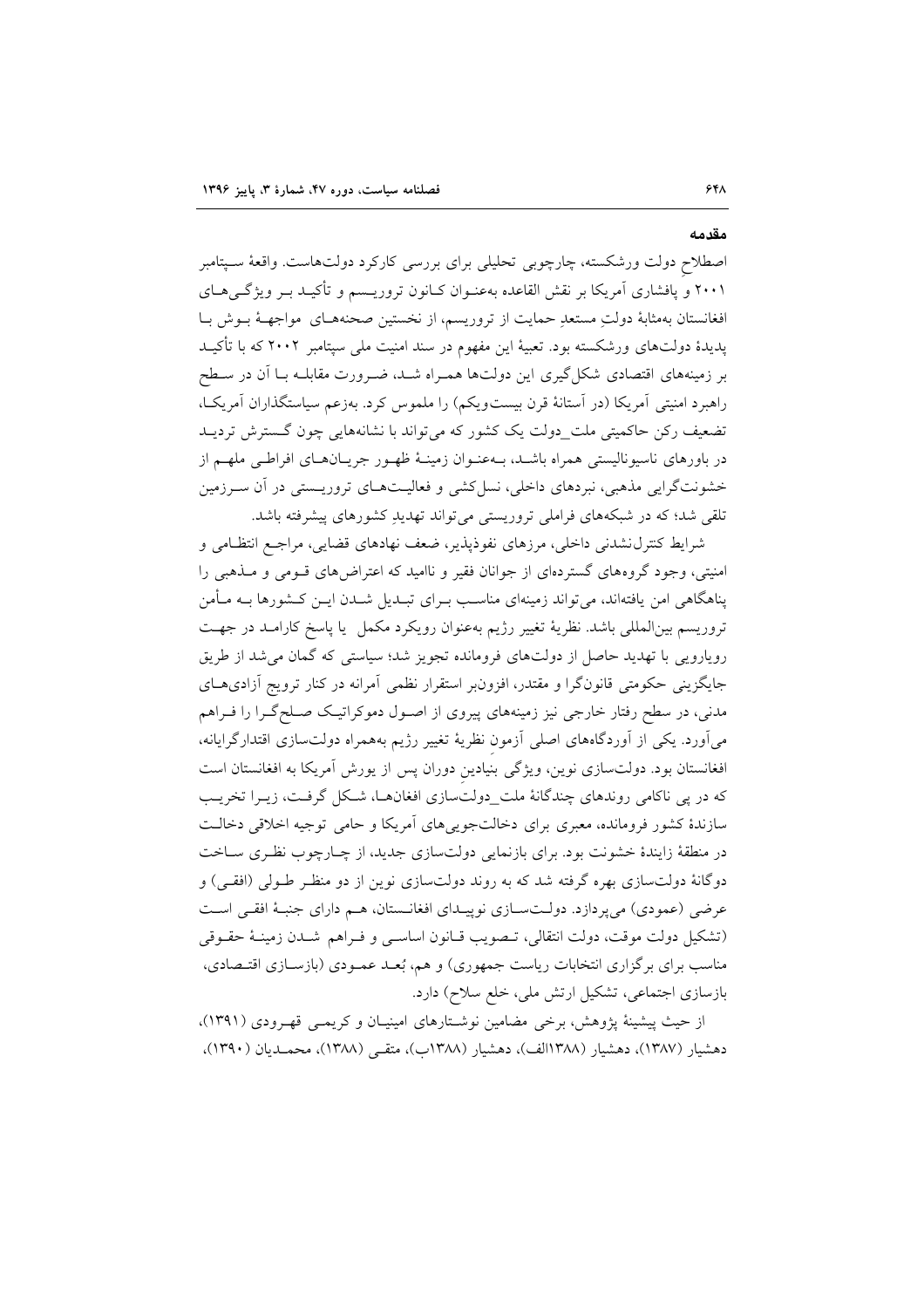## مقدمه

اصطلاحِ دولت ورشکسته، چارچوبی تحلیلی برای بررسی کارکرد دولت‌هاست. واقعهٔ سپتامبر ۲۰۰۱ و پافشاری آمریکا بر نقش القاعده به‌عنوان کانون تروریسم و تأکید بر ویژگی‌های افغانستان به‌مثابهٔ دولتِ مستعدِ حمایت از تروریسم، از نخستین صحنه‌های مواجههٔ بوش با پدیدهٔ دولت‌های ورشکسته بود. تعبیهٔ این مفهوم در سند امنیت ملی سپتامبر ۲۰۰۲ که با تأکید بر زمینه‌های اقتصادی شکل‌گیری این دولت‌ها همراه شد، ضرورت مقابله با آن در سطح راهبرد امنیتی آمریکا (در آستانهٔ قرن بیست‌ویکم) را ملموس کرد. به‌زعم سیاستگذاران آمریکا، تضعیف رکن حاکمیتی ملت_دولت یک کشور که می‌تواند با نشانه‌هایی چون گسترش تردید در باورهای ناسیونالیستی همراه باشد، به‌عنوان زمینهٔ ظهور جریان‌های افراطی ملهم از خشونت‌گرایی مذهبی، نبردهای داخلی، نسل‌کشی و فعالیت‌های تروریستی در آن سرزمین تلقی شد؛ که در شبکه‌های فراملی تروریستی می‌تواند تهدیدِ کشورهای پیشرفته باشد.

شرایط کنترل‌نشدنی داخلی، مرزهای نفوذپذیر، ضعف نهادهای قضایی، مراجع انتظامی و امنیتی، وجود گروه‌های گسترده‌ای از جوانان فقیر و ناامید که اعتراض‌های قومی و مذهبی را پناهگاهی امن یافته‌اند، می‌تواند زمینه‌ای مناسب برای تبدیل شدن این کشورها به مأمن تروریسم بین‌المللی باشد. نظریهٔ تغییر رژیم به‌عنوان رویکرد مکمل یا پاسخ کارامد در جهت رویارویی با تهدید حاصل از دولت‌های فرومانده تجویز شد؛ سیاستی که گمان می‌شد از طریق جایگزینی حکومتی قانون‌گرا و مقتدر، افزون‌بر استقرار نظمی آمرانه در کنار ترویج آزادی‌های مدنی، در سطح رفتار خارجی نیز زمینه‌های پیروی از اصول دموکراتیک صلح‌گرا را فراهم می‌آورد. یکی از آوردگاه‌های اصلی آزمونِ نظریهٔ تغییر رژیم به‌همراه دولت‌سازی اقتدارگرایانه، افغانستان بود. دولت‌سازی نوین، ویژگی بنیادینِ دورانِ پس از یورش آمریکا به افغانستان است که در پی ناکامی روندهای چندگانهٔ ملت_دولت‌سازی افغان‌ها، شکل گرفت، زیرا تخریب سازندهٔ کشور فرومانده، معبری برای دخالت‌جویی‌های آمریکا و حامی توجیه اخلاقی دخالت در منطقهٔ زایندهٔ خشونت بود. برای بازنمایی دولت‌سازی جدید، از چارچوب نظری ساخت دوگانهٔ دولت‌سازی بهره گرفته شد که به روند دولت‌سازی نوین از دو منظر طولی (افقی) و عرضی (عمودی) می‌پردازد. دولت‌سازی نوپیدای افغانستان، هم دارای جنبهٔ افقی است (تشکیل دولت موقت، دولت انتقالی، تصویب قانون اساسی و فراهم شدن زمینهٔ حقوقی مناسب برای برگزاری انتخابات ریاست جمهوری) و هم، بُعد عمودی (بازسازی اقتصادی، بازسازی اجتماعی، تشکیل ارتش ملی، خلع سلاح) دارد.

از حیث پیشینهٔ پژوهش، برخی مضامین نوشتارهای امینیان و کریمی قهرودی (۱۳۹۱)، دهشیار (۱۳۸۷)، دهشیار (۱۳۸۸الف)، دهشیار (۱۳۸۸ب)، متقی (۱۳۸۸)، محمدیان (۱۳۹۰)،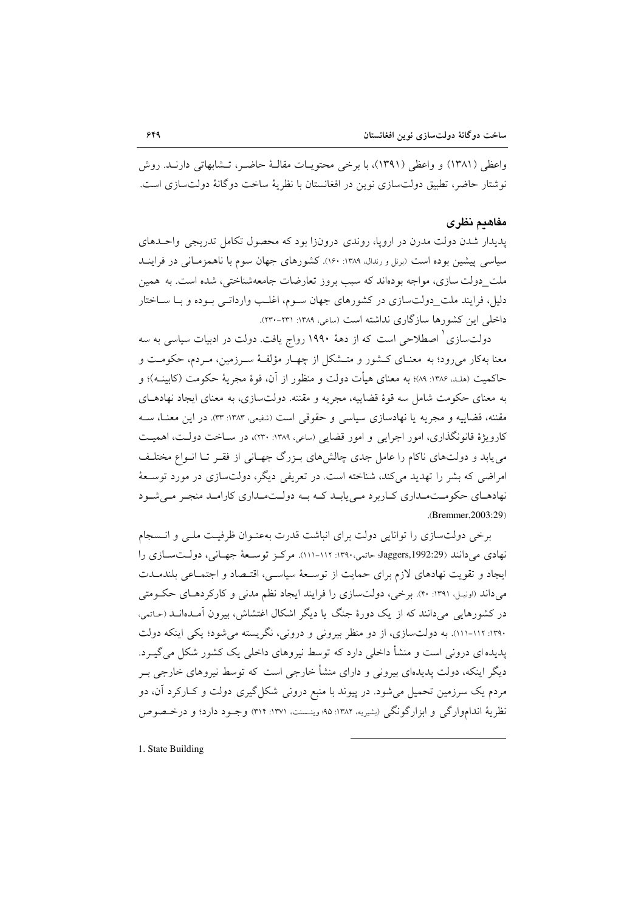واعظی (۱۳۸۱) و واعظی (۱۳۹۱)، با برخی محتویات مقالهٔ حاضر، تشابهاتی دارند. روش نوشتار حاضر، تطبیق دولت‌سازی نوین در افغانستان با نظریهٔ ساخت دوگانهٔ دولت‌سازی است.

## مفاهیم نظری

پدیدار شدن دولت مدرن در اروپا، روندی درون‌زا بود که محصول تکامل تدریجی واحدهای سیاسی پیشین بوده است (برنل و رندال، ۱۳۸۹: ۱۶۰). کشورهای جهان سوم با ناهمزمانی در فرایند ملت_دولت سازی، مواجه بوده‌اند که سبب بروز تعارضات جامعه‌شناختی، شده است. به همین دلیل، فرایند ملت_دولت‌سازی در کشورهای جهان سوم، اغلب وارداتی بوده و با ساختار داخلی این کشورها سازگاری نداشته است (ساعی، ۱۳۸۹: ۲۳۱-۲۳۰).

دولت‌سازی[1] اصطلاحی است که از دههٔ ۱۹۹۰ رواج یافت. دولت در ادبیات سیاسی به سه معنا به‌کار می‌رود؛ به معنای کشور و متشکل از چهار مؤلفهٔ سرزمین، مردم، حکومت و حاکمیت (هلد، ۱۳۸۶: ۸۹)؛ به معنای هیأت دولت و منظور از آن، قوهٔ مجریهٔ حکومت (کابینه)؛ و به معنای حکومت شامل سه قوهٔ قضاییه، مجریه و مقننه. دولت‌سازی، به معنای ایجاد نهادهای مقننه، قضاییه و مجریه یا نهادسازی سیاسی و حقوقی است (شفیعی، ۱۳۸۳: ۳۳). در این معنا، سه کارویژهٔ قانونگذاری، امور اجرایی و امور قضایی (ساعی، ۱۳۸۹: ۲۳۰)، در ساخت دولت، اهمیت می‌یابد و دولت‌های ناکام را عامل جدی چالش‌های بزرگ جهانی از فقر تا انواع مختلف امراضی که بشر را تهدید می‌کند، شناخته است. در تعریفی دیگر، دولت‌سازی در مورد توسعهٔ نهادهای حکومت‌مداری کاربرد می‌یابد که به دولت‌مداری کارامد منجر می‌شود (Bremmer,2003:29).

برخی دولت‌سازی را توانایی دولت برای انباشت قدرت به‌عنوان ظرفیت ملی و انسجام نهادی می‌دانند (Jaggers,1992:29؛ حاتمی،۱۳۹۰: ۱۱۲-۱۱۱). مرکز توسعهٔ جهانی، دولت‌سازی را ایجاد و تقویت نهادهای لازم برای حمایت از توسعهٔ سیاسی، اقتصاد و اجتماعی بلندمدت می‌داند (اونیل، ۱۳۹۱: ۴۰). برخی، دولت‌سازی را فرایند ایجاد نظم مدنی و کارکردهای حکومتی در کشورهایی می‌دانند که از یک دورهٔ جنگ یا دیگر اشکال اغتشاش، بیرون آمده‌اند (حاتمی، ۱۳۹۰: ۱۱۲-۱۱۱). به دولت‌سازی، از دو منظر بیرونی و درونی، نگریسته می‌شود؛ یکی اینکه دولت پدیده‌ای درونی است و منشأ داخلی دارد که توسط نیروهای داخلی یک کشور شکل می‌گیرد. دیگر اینکه، دولت پدیده‌ای بیرونی و دارای منشأ خارجی است که توسط نیروهای خارجی بر مردم یک سرزمین تحمیل می‌شود. در پیوند با منبع درونی شکل‌گیری دولت و کارکرد آن، دو نظریهٔ انداموارگی و ابزارگونگی (بشیریه، ۱۳۸۲: ۹۵؛ وینسنت، ۱۳۷۱: ۳۱۴) وجود دارد؛ و درخصوص

---

1. State Building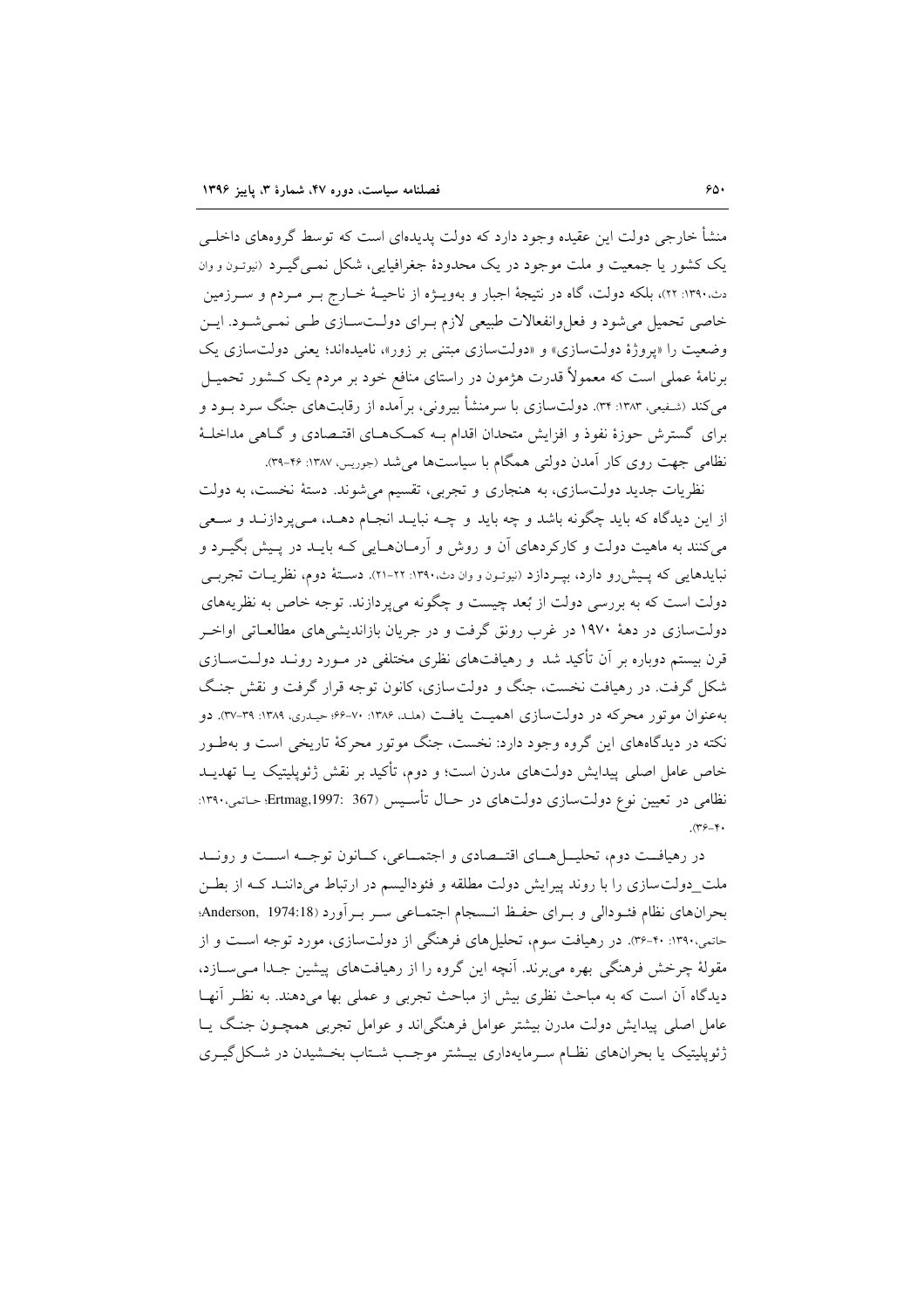منشأ خارجی دولت این عقیده وجود دارد که دولت پدیده‌ای است که توسط گروه‌های داخلی یک کشور یا جمعیت و ملت موجود در یک محدودهٔ جغرافیایی، شکل نمی‌گیرد (نیوتون و وان دث،۱۳۹۰: ۲۲)، بلکه دولت، گاه در نتیجهٔ اجبار و به‌ویژه از ناحیهٔ خارج بر مردم و سرزمین خاصی تحمیل می‌شود و فعل‌وانفعالات طبیعی لازم برای دولت‌سازی طی نمی‌شود. این وضعیت را «پروژهٔ دولت‌سازی» و «دولت‌سازی مبتنی بر زور»، نامیده‌اند؛ یعنی دولت‌سازی یک برنامهٔ عملی است که معمولاً قدرت هژمون در راستای منافع خود بر مردم یک کشور تحمیل می‌کند (شفیعی، ۱۳۸۳: ۳۴). دولت‌سازی با سرمنشأ بیرونی، برآمده از رقابت‌های جنگ سرد بود و برای گسترش حوزهٔ نفوذ و افزایش متحدان اقدام به کمک‌های اقتصادی و گاهی مداخلهٔ نظامی جهت روی کار آمدن دولتی همگام با سیاست‌ها می‌شد (جوریس، ۱۳۸۷: ۴۶-۳۹).

نظریات جدید دولت‌سازی، به هنجاری و تجربی، تقسیم می‌شوند. دستهٔ نخست، به دولت از این دیدگاه که باید چگونه باشد و چه باید و چه نباید انجام دهد، می‌پردازند و سعی می‌کنند به ماهیت دولت و کارکردهای آن و روش و آرمان‌هایی که باید در پیش بگیرد و نبایدهایی که پیش‌رو دارد، بپردازد (نیوتون و وان دث،۱۳۹۰: ۲۲-۲۱). دستهٔ دوم، نظریات تجربی دولت است که به بررسی دولت از بُعد چیست و چگونه می‌پردازند. توجه خاص به نظریه‌های دولت‌سازی در دههٔ ۱۹۷۰ در غرب رونق گرفت و در جریان بازاندیشی‌های مطالعاتی اواخر قرن بیستم دوباره بر آن تأکید شد و رهیافت‌های نظری مختلفی در مورد روند دولت‌سازی شکل گرفت. در رهیافت نخست، جنگ و دولت‌سازی، کانون توجه قرار گرفت و نقش جنگ به‌عنوان موتور محرکه در دولت‌سازی اهمیت یافت (هلد، ۱۳۸۶: ۷۰-۶۶؛ حیدری، ۱۳۸۹: ۳۹-۳۷). دو نکته در دیدگاه‌های این گروه وجود دارد: نخست، جنگ موتور محرکهٔ تاریخی است و به‌طور خاص عامل اصلی پیدایش دولت‌های مدرن است؛ و دوم، تأکید بر نقش ژئوپلیتیک یا تهدید نظامی در تعیین نوع دولت‌سازی دولت‌های در حال تأسیس (Ertmag,1997: 367؛ حاتمی،۱۳۹۰: ۴۰-۳۶).

در رهیافت دوم، تحلیل‌های اقتصادی و اجتماعی، کانون توجه است و روند ملت_دولت‌سازی را با روند پیرایش دولت مطلقه و فئودالیسم در ارتباط می‌دانند که از بطن بحران‌های نظام فئودالی و برای حفظ انسجام اجتماعی سر برآورد (Anderson, 1974:18؛ حاتمی،۱۳۹۰: ۴۰-۳۶). در رهیافت سوم، تحلیل‌های فرهنگی از دولت‌سازی، مورد توجه است و از مقولهٔ چرخش فرهنگی بهره می‌برند. آنچه این گروه را از رهیافت‌های پیشین جدا می‌سازد، دیدگاه آن است که به مباحث نظری بیش از مباحث تجربی و عملی بها می‌دهند. به نظر آنها عامل اصلی پیدایش دولت مدرن بیشتر عوامل فرهنگی‌اند و عوامل تجربی همچون جنگ یا ژئوپلیتیک یا بحران‌های نظام سرمایه‌داری بیشتر موجب شتاب بخشیدن در شکل‌گیری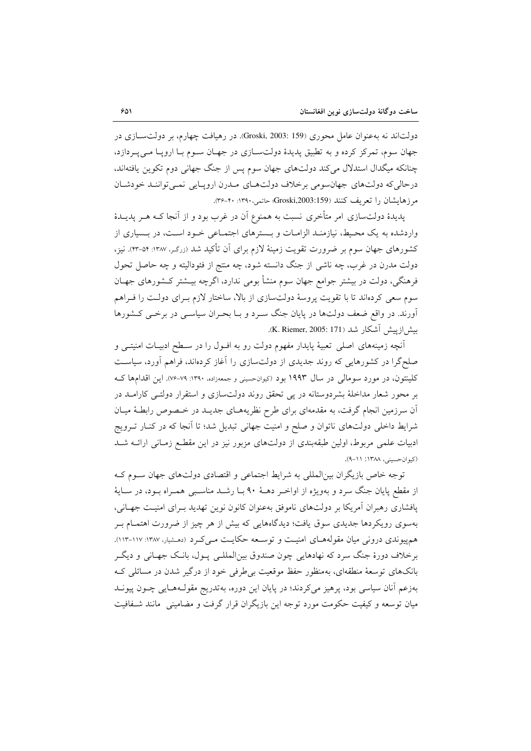دولت‌اند نه به‌عنوان عامل محوری (Groski, 2003: 159). در رهیافت چهارم، بر دولت‌سازی در جهان سوم، تمرکز کرده و به تطبیق پدیدهٔ دولت‌سازی در جهان سوم با اروپا می‌پردازد، چنانکه میگدال استدلال می‌کند دولت‌های جهان سوم پس از جنگ جهانی دوم تکوین یافته‌اند، درحالی‌که دولت‌های جهان‌سومی برخلاف دولت‌های مدرن اروپایی نمی‌توانند خودشان مرزهایشان را تعریف کنند (Groski,2003:159؛ حاتمی،۱۳۹۰: ۴۰-۳۶).

پدیدهٔ دولت‌سازی امر متأخری نسبت به همنوع آن در غرب بود و از آنجا که هر پدیدهٔ واردشده به یک محیط، نیازمند الزامات و بسترهای اجتماعی خود است، در بسیاری از کشورهای جهان سوم بر ضرورت تقویت زمینهٔ لازم برای آن تأکید شد (زرگر، ۱۳۸۷: ۵۴-۴۳). نیز، دولت مدرن در غرب، چه ناشی از جنگ دانسته شود، چه منتج از فئودالیته و چه حاصل تحول فرهنگی، دولت در بیشتر جوامع جهان سوم منشأ بومی ندارد، اگرچه بیشتر کشورهای جهان سوم سعی کرده‌اند تا با تقویت پروسهٔ دولت‌سازی از بالا، ساختار لازم برای دولت را فراهم آورند. در واقع ضعف دولت‌ها در پایان جنگ سرد و با بحران سیاسی در برخی کشورها بیش‌ازپیش آشکار شد (K. Riemer, 2005: 171).

آنچه زمینه‌های اصلی تعبیهٔ پایدار مفهوم دولت رو به افول را در سطح ادبیات امنیتی و صلح‌گرا در کشورهایی که روند جدیدی از دولت‌سازی را آغاز کرده‌اند، فراهم آورد، سیاست کلینتون، در مورد سومالی در سال ۱۹۹۳ بود (کیوان‌حسینی و جمعه‌زاده، ۱۳۹۰: ۷۹-۷۶). این اقدام‌ها که بر محور شعار مداخلهٔ بشردوستانه در پی تحقق روند دولت‌سازی و استقرار دولتی کارامد در آن سرزمین انجام گرفت، به مقدمه‌ای برای طرح نظریه‌های جدید در خصوص رابطهٔ میان شرایط داخلی دولت‌های ناتوان و صلح و امنیت جهانی تبدیل شد؛ تا آنجا که در کنار ترویج ادبیات علمی مربوط، اولین طبقه‌بندی از دولت‌های مزبور نیز در این مقطع زمانی ارائه شد (کیوان‌حسینی، ۱۳۸۸: ۱۱-۹).

توجه خاص بازیگران بین‌المللی به شرایط اجتماعی و اقتصادی دولت‌های جهان سوم که از مقطع پایان جنگ سرد و به‌ویژه از اواخر دههٔ ۹۰ با رشد مناسبی همراه بود، در سایهٔ پافشاری رهبران آمریکا بر دولت‌های ناموفق به‌عنوان کانون نوین تهدید برای امنیت جهانی، به‌سوی رویکردها جدیدی سوق یافت؛ دیدگاه‌هایی که بیش از هر چیز از ضرورت اهتمام بر هم‌پیوندی درونی میان مقوله‌های امنیت و توسعه حکایت می‌کرد (دهشیار، ۱۳۸۷: ۱۱۷-۱۱۳). برخلاف دورهٔ جنگ سرد که نهادهایی چون صندوق بین‌المللی پول، بانک جهانی و دیگر بانک‌های توسعهٔ منطقه‌ای، به‌منظور حفظ موقعیت بی‌طرفی خود از درگیر شدن در مسائلی که به‌زعم آنان سیاسی بود، پرهیز می‌کردند؛ در پایان این دوره، به‌تدریج مقوله‌هایی چون پیوند میان توسعه و کیفیت حکومت مورد توجه این بازیگران قرار گرفت و مضامینی مانند شفافیت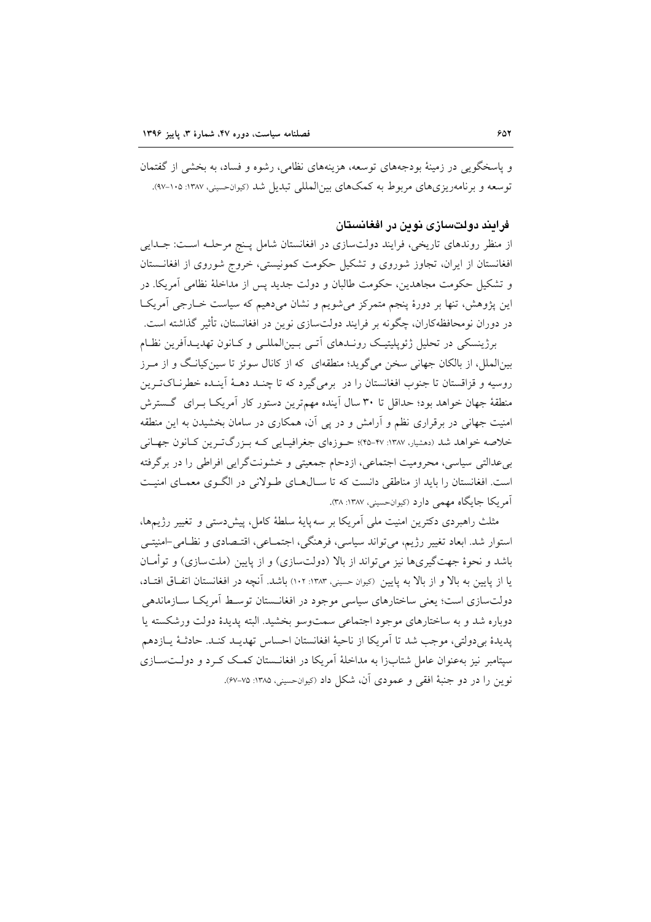و پاسخگویی در زمینهٔ بودجه‌های توسعه، هزینه‌های نظامی، رشوه و فساد، به بخشی از گفتمان توسعه و برنامه‌ریزی‌های مربوط به کمک‌های بین‌المللی تبدیل شد (کیوان‌حسینی، ۱۳۸۷: ۱۰۵-۹۷).

## فرایند دولت‌سازی نوین در افغانستان

از منظر روندهای تاریخی، فرایند دولت‌سازی در افغانستان شامل پنج مرحله است: جدایی افغانستان از ایران، تجاوز شوروی و تشکیل حکومت کمونیستی، خروج شوروی از افغانستان و تشکیل حکومت مجاهدین، حکومت طالبان و دولت جدید پس از مداخلهٔ نظامی آمریکا. در این پژوهش، تنها بر دورهٔ پنجم متمرکز می‌شویم و نشان می‌دهیم که سیاست خارجی آمریکا در دوران نومحافظه‌کاران، چگونه بر فرایند دولت‌سازی نوین در افغانستان، تأثیر گذاشته است.

برژینسکی در تحلیل ژئوپلیتیک روندهای آتی بین‌المللی و کانون تهدیدآفرین نظام بین‌الملل، از بالکان جهانی سخن می‌گوید؛ منطقه‌ای که از کانال سوئز تا سین‌کیانگ و از مرز روسیه و قزاقستان تا جنوب افغانستان را در برمی‌گیرد که تا چند دههٔ آینده خطرناک‌ترین منطقهٔ جهان خواهد بود؛ حداقل تا ۳۰ سال آینده مهم‌ترین دستور کار آمریکا برای گسترش امنیت جهانی در برقراری نظم و آرامش و در پی آن، همکاری در سامان بخشیدن به این منطقه خلاصه خواهد شد (دهشیار، ۱۳۸۷: ۴۷-۴۵)؛ حوزه‌ای جغرافیایی که بزرگ‌ترین کانون جهانی بی‌عدالتی سیاسی، محرومیت اجتماعی، ازدحام جمعیتی و خشونت‌گرایی افراطی را در برگرفته است. افغانستان را باید از مناطقی دانست که تا سال‌های طولانی در الگوی معمای امنیت آمریکا جایگاه مهمی دارد (کیوان‌حسینی، ۱۳۸۷: ۳۸).

مثلث راهبردی دکترین امنیت ملی آمریکا بر سه پایهٔ سلطهٔ کامل، پیش‌دستی و تغییر رژیم‌ها، استوار شد. ابعاد تغییر رژیم، می‌تواند سیاسی، فرهنگی، اجتماعی، اقتصادی و نظامی-امنیتی باشد و نحوهٔ جهت‌گیری‌ها نیز می‌تواند از بالا (دولت‌سازی) و از پایین (ملت‌سازی) و توأمان یا از پایین به بالا و از بالا به پایین (کیوان حسینی، ۱۳۸۳: ۱۰۲) باشد. آنچه در افغانستان اتفاق افتاد، دولت‌سازی است؛ یعنی ساختارهای سیاسی موجود در افغانستان توسط آمریکا سازماندهی دوباره شد و به ساختارهای موجود اجتماعی سمت‌وسو بخشید. البته پدیدهٔ دولت ورشکسته یا پدیدهٔ بی‌دولتی، موجب شد تا آمریکا از ناحیهٔ افغانستان احساس تهدید کند. حادثهٔ یازدهم سپتامبر نیز به‌عنوان عامل شتاب‌زا به مداخلهٔ آمریکا در افغانستان کمک کرد و دولت‌سازی نوین را در دو جنبهٔ افقی و عمودی آن، شکل داد (کیوان‌حسینی، ۱۳۸۵: ۷۵-۶۷).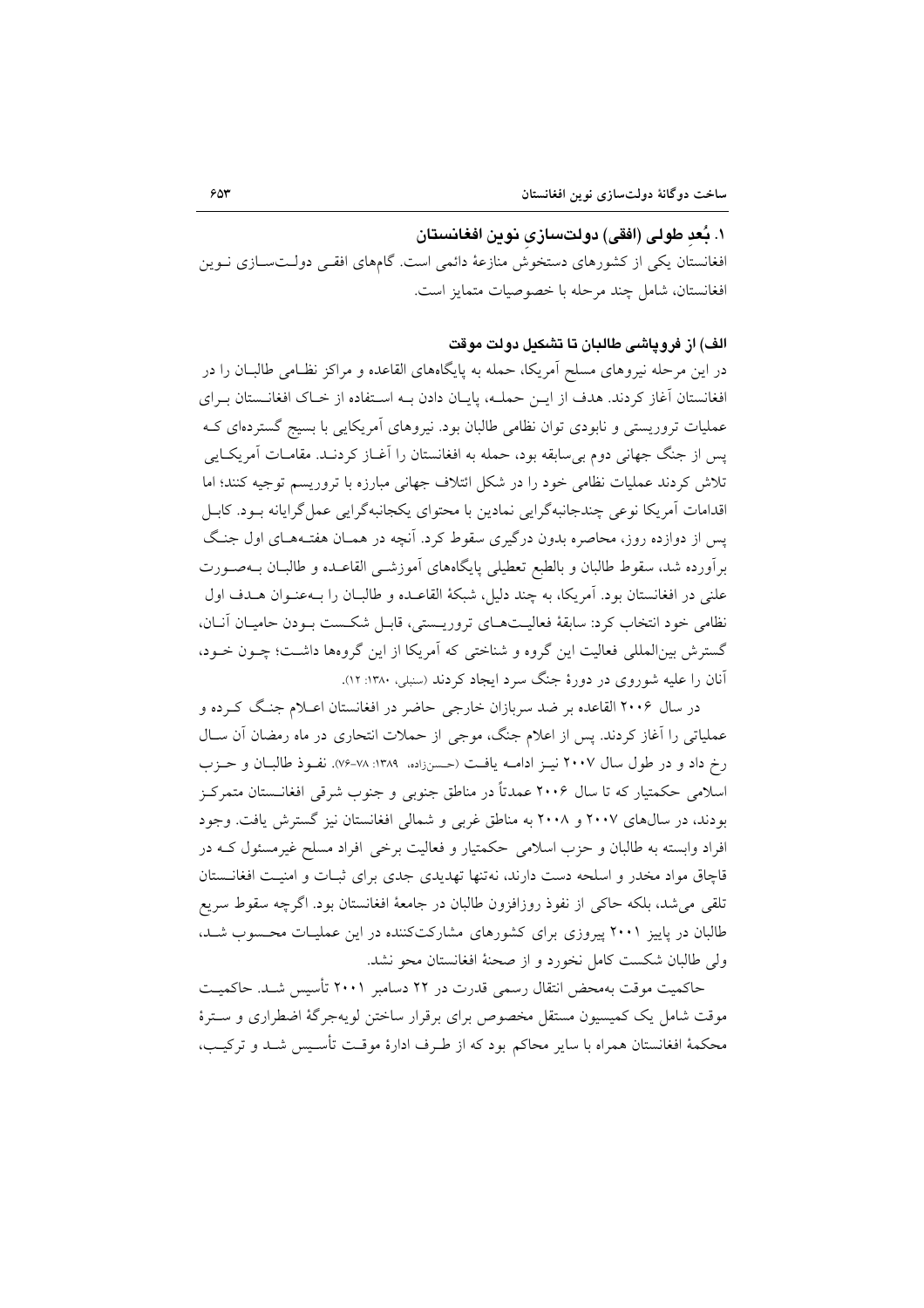## ۱. بُعدِ طولی (افقی) دولت‌سازیِ نوین افغانستان

افغانستان یکی از کشورهای دستخوش منازعهٔ دائمی است. گام‌های افقی دولت‌سازی نوین افغانستان، شامل چند مرحله با خصوصیات متمایز است.

### الف) از فروپاشی طالبان تا تشکیل دولت موقت

در این مرحله نیروهای مسلح آمریکا، حمله به پایگاه‌های القاعده و مراکز نظامی طالبان را در افغانستان آغاز کردند. هدف از این حمله، پایان دادن به استفاده از خاک افغانستان برای عملیات تروریستی و نابودی توان نظامی طالبان بود. نیروهای آمریکایی با بسیج گسترده‌ای که پس از جنگ جهانی دوم بی‌سابقه بود، حمله به افغانستان را آغاز کردند. مقامات آمریکایی تلاش کردند عملیات نظامی خود را در شکل ائتلاف جهانی مبارزه با تروریسم توجیه کنند؛ اما اقدامات آمریکا نوعی چندجانبه‌گرایی نمادین با محتوای یکجانبه‌گرایی عمل‌گرایانه بود. کابل پس از دوازده روز، محاصره بدون درگیری سقوط کرد. آنچه در همان هفته‌های اول جنگ برآورده شد، سقوط طالبان و بالطبع تعطیلی پایگاه‌های آموزشی القاعده و طالبان به‌صورت علنی در افغانستان بود. آمریکا، به چند دلیل، شبکهٔ القاعده و طالبان را به‌عنوان هدف اول نظامی خود انتخاب کرد: سابقهٔ فعالیت‌های تروریستی، قابل شکست بودن حامیان آنان، گسترش بین‌المللی فعالیت این گروه و شناختی که آمریکا از این گروه‌ها داشت؛ چون خود، آنان را علیه شوروی در دورهٔ جنگ سرد ایجاد کردند (سنبلی، ۱۳۸۰: ۱۲).

در سال ۲۰۰۶ القاعده بر ضد سربازان خارجی حاضر در افغانستان اعلام جنگ کرده و عملیاتی را آغاز کردند. پس از اعلام جنگ، موجی از حملات انتحاری در ماه رمضان آن سال رخ داد و در طول سال ۲۰۰۷ نیز ادامه یافت (حسن‌زاده، ۱۳۸۹: ۷۸-۷۶). نفوذ طالبان و حزب اسلامی حکمتیار که تا سال ۲۰۰۶ عمدتاً در مناطق جنوبی و جنوب شرقی افغانستان متمرکز بودند، در سال‌های ۲۰۰۷ و ۲۰۰۸ به مناطق غربی و شمالی افغانستان نیز گسترش یافت. وجود افراد وابسته به طالبان و حزب اسلامی حکمتیار و فعالیت برخی افراد مسلح غیرمسئول که در قاچاق مواد مخدر و اسلحه دست دارند، نه‌تنها تهدیدی جدی برای ثبات و امنیت افغانستان تلقی می‌شد، بلکه حاکی از نفوذ روزافزون طالبان در جامعهٔ افغانستان بود. اگرچه سقوط سریع طالبان در پاییز ۲۰۰۱ پیروزی برای کشورهای مشارکت‌کننده در این عملیات محسوب شد، ولی طالبان شکست کامل نخورد و از صحنهٔ افغانستان محو نشد.

حاکمیت موقت به‌محض انتقال رسمی قدرت در ۲۲ دسامبر ۲۰۰۱ تأسیس شد. حاکمیت موقت شامل یک کمیسیون مستقل مخصوص برای برقرار ساختن لویه‌جرگهٔ اضطراری و سترهٔ محکمهٔ افغانستان همراه با سایر محاکم بود که از طرف ادارهٔ موقت تأسیس شد و ترکیب،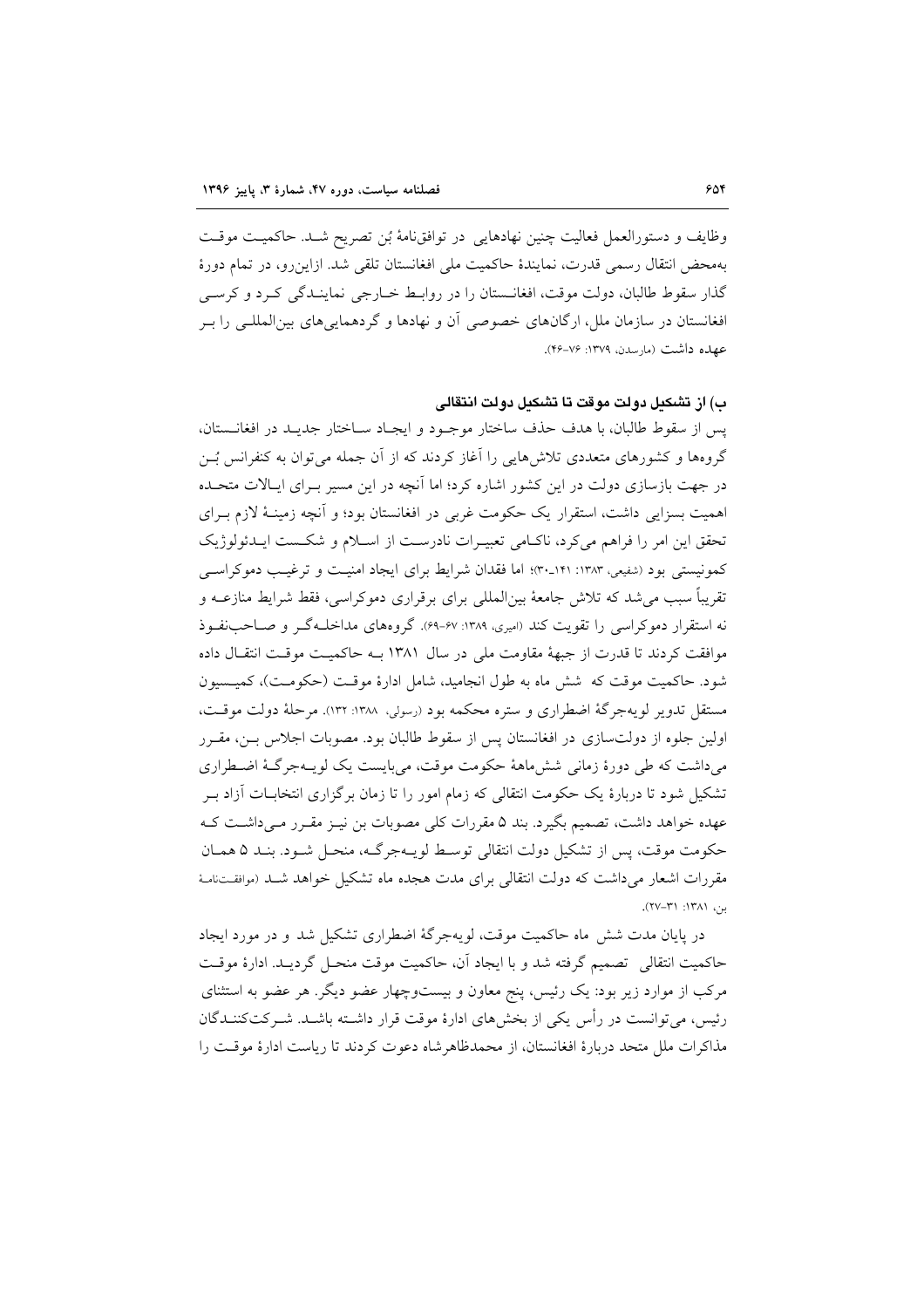وظایف و دستورالعمل فعالیت چنین نهادهایی در توافق‌نامهٔ بُن تصریح شد. حاکمیت موقت به‌محض انتقال رسمی قدرت، نمایندهٔ حاکمیت ملی افغانستان تلقی شد. ازاین‌رو، در تمام دورهٔ گذار سقوط طالبان، دولت موقت، افغانستان را در روابط خارجی نمایندگی کرد و کرسی افغانستان در سازمان ملل، ارگان‌های خصوصی آن و نهادها و گردهمایی‌های بین‌المللی را بر عهده داشت (مارسدن، ۱۳۷۹: ۷۶-۴۶).

### ب) از تشکیل دولت موقت تا تشکیل دولت انتقالی

پس از سقوط طالبان، با هدف حذف ساختار موجود و ایجاد ساختار جدید در افغانستان، گروه‌ها و کشورهای متعددی تلاش‌هایی را آغاز کردند که از آن جمله می‌توان به کنفرانس بُن در جهت بازسازی دولت در این کشور اشاره کرد؛ اما آنچه در این مسیر برای ایالات متحده اهمیت بسزایی داشت، استقرار یک حکومت غربی در افغانستان بود؛ و آنچه زمینهٔ لازم برای تحقق این امر را فراهم می‌کرد، ناکامی تعبیرات نادرست از اسلام و شکست ایدئولوژیک کمونیستی بود (شفیعی، ۱۳۸۳: ۱۴۱ـ۳۰)؛ اما فقدان شرایط برای ایجاد امنیت و ترغیب دموکراسی تقریباً سبب می‌شد که تلاش جامعهٔ بین‌المللی برای برقراری دموکراسی، فقط شرایط منازعه و نه استقرار دموکراسی را تقویت کند (امیری، ۱۳۸۹: ۶۷-۶۹). گروه‌های مداخله‌گر و صاحب‌نفوذ موافقت کردند تا قدرت از جبههٔ مقاومت ملی در سال ۱۳۸۱ به حاکمیت موقت انتقال داده شود. حاکمیت موقت که شش ماه به طول انجامید، شامل ادارهٔ موقت (حکومت)، کمیسیون مستقل تدویر لویه‌جرگهٔ اضطراری و ستره محکمه بود (رسولی، ۱۳۸۸: ۱۳۲). مرحلهٔ دولت موقت، اولین جلوه از دولت‌سازی در افغانستان پس از سقوط طالبان بود. مصوبات اجلاس بن، مقرر می‌داشت که طی دورهٔ زمانی شش‌ماههٔ حکومت موقت، می‌بایست یک لویه‌جرگهٔ اضطراری تشکیل شود تا دربارهٔ یک حکومت انتقالی که زمام امور را تا زمان برگزاری انتخابات آزاد بر عهده خواهد داشت، تصمیم بگیرد. بند ۵ مقررات کلی مصوبات بن نیز مقرر می‌داشت که حکومت موقت، پس از تشکیل دولت انتقالی توسط لویه‌جرگه، منحل شود. بند ۵ همان مقررات اشعار می‌داشت که دولت انتقالی برای مدت هجده ماه تشکیل خواهد شد (موافقت‌نامهٔ بن، ۱۳۸۱: ۳۱-۲۷).

در پایان مدت شش ماه حاکمیت موقت، لویه‌جرگهٔ اضطراری تشکیل شد و در مورد ایجاد حاکمیت انتقالی تصمیم گرفته شد و با ایجاد آن، حاکمیت موقت منحل گردید. ادارهٔ موقت مرکب از موارد زیر بود: یک رئیس، پنج معاون و بیست‌وچهار عضو دیگر. هر عضو به استثنای رئیس، می‌توانست در رأس یکی از بخش‌های ادارهٔ موقت قرار داشته باشد. شرکت‌کنندگان مذاکرات ملل متحد دربارهٔ افغانستان، از محمدظاهرشاه دعوت کردند تا ریاست ادارهٔ موقت را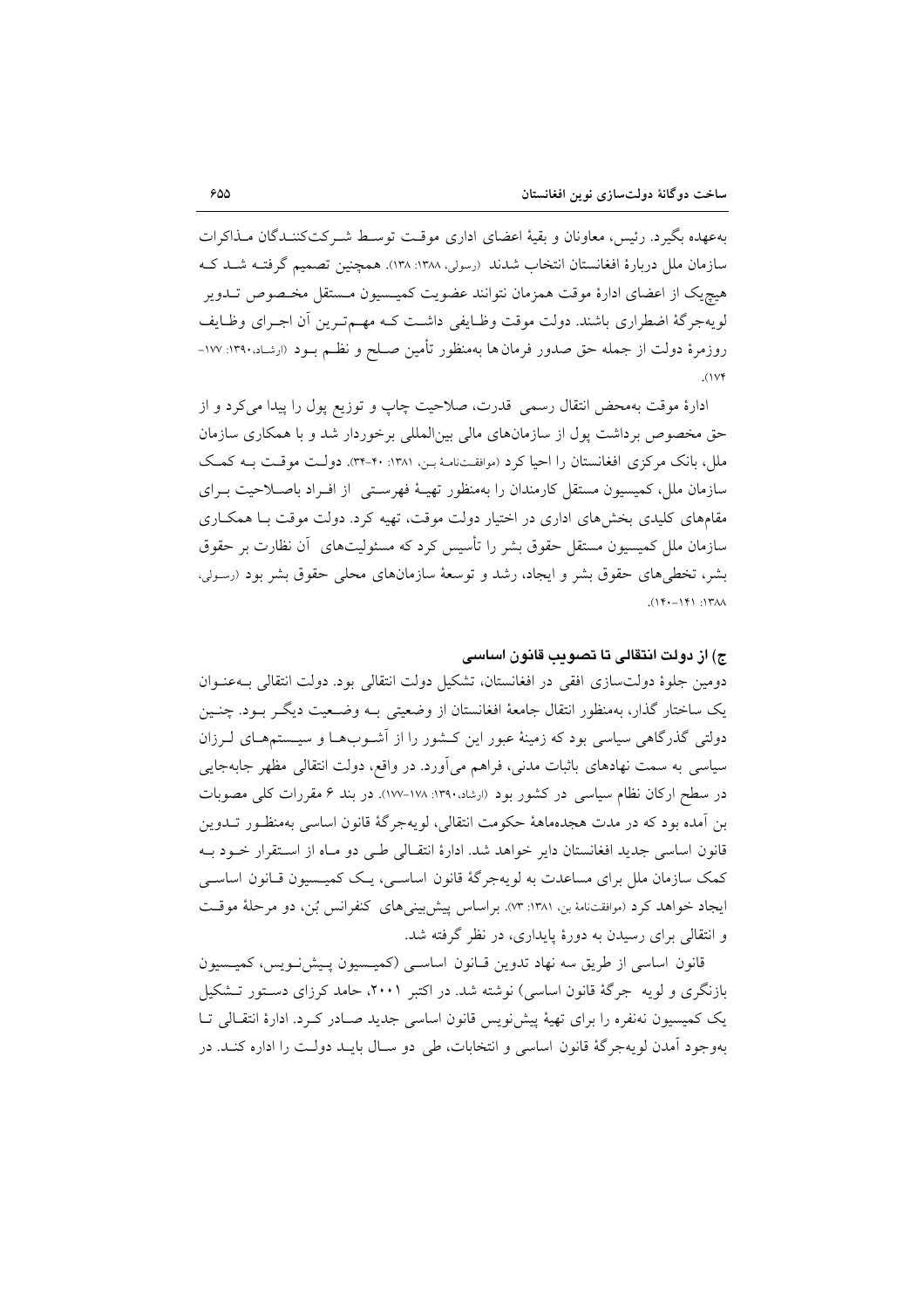به‌عهده بگیرد. رئیس، معاونان و بقیهٔ اعضای اداری موقت توسط شرکت‌کنندگان مذاکرات سازمان ملل دربارهٔ افغانستان انتخاب شدند (رسولی، ۱۳۸۸: ۱۳۸). همچنین تصمیم گرفته شد که هیچ‌یک از اعضای ادارهٔ موقت همزمان نتوانند عضویت کمیسیون مستقل مخصوص تدوین لویه‌جرگهٔ اضطراری باشند. دولت موقت وظایفی داشت که مهم‌ترین آن اجرای وظایف روزمرهٔ دولت از جمله حق صدور فرمان‌ها به‌منظور تأمین صلح و نظم بود (ارشاد،۱۳۹۰: ۱۷۷-۱۷۴).

ادارهٔ موقت به‌محض انتقال رسمی قدرت، صلاحیت چاپ و توزیع پول را پیدا می‌کرد و از حق مخصوص برداشت پول از سازمان‌های مالی بین‌المللی برخوردار شد و با همکاری سازمان ملل، بانک مرکزی افغانستان را احیا کرد (موافقت‌نامهٔ بن، ۱۳۸۱: ۴۰-۳۴). دولت موقت به کمک سازمان ملل، کمیسیون مستقل کارمندان را به‌منظور تهیهٔ فهرستی از افراد باصلاحیت برای مقام‌های کلیدی بخش‌های اداری در اختیار دولت موقت، تهیه کرد. دولت موقت با همکاری سازمان ملل کمیسیون مستقل حقوق بشر را تأسیس کرد که مسئولیت‌های آن نظارت بر حقوق بشر، تخطی‌های حقوق بشر و ایجاد، رشد و توسعهٔ سازمان‌های محلی حقوق بشر بود (رسولی، ۱۳۸۸: ۱۴۱-۱۴۰).

### ج) از دولت انتقالی تا تصویب قانون اساسی

دومین جلوهٔ دولت‌سازی افقی در افغانستان، تشکیل دولت انتقالی بود. دولت انتقالی به‌عنوان یک ساختار گذار، به‌منظور انتقال جامعهٔ افغانستان از وضعیتی به وضعیت دیگر بود. چنین دولتی گذرگاهی سیاسی بود که زمینهٔ عبور این کشور را از آشوب‌ها و سیستم‌های لرزان سیاسی به سمت نهادهای باثبات مدنی، فراهم می‌آورد. در واقع، دولت انتقالی مظهر جابه‌جایی در سطح ارکان نظام سیاسی در کشور بود (ارشاد،۱۳۹۰: ۱۷۸-۱۷۷). در بند ۶ مقررات کلی مصوبات بن آمده بود که در مدت هجده‌ماههٔ حکومت انتقالی، لویه‌جرگهٔ قانون اساسی به‌منظور تدوین قانون اساسی جدید افغانستان دایر خواهد شد. ادارهٔ انتقالی طی دو ماه از استقرار خود به کمک سازمان ملل برای مساعدت به لویه‌جرگهٔ قانون اساسی، یک کمیسیون قانون اساسی ایجاد خواهد کرد (موافقت‌نامهٔ بن، ۱۳۸۱: ۷۳). براساس پیش‌بینی‌های کنفرانس بُن، دو مرحلهٔ موقت و انتقالی برای رسیدن به دورهٔ پایداری، در نظر گرفته شد.

قانون اساسی از طریق سه نهاد تدوین قانون اساسی (کمیسیون پیش‌نویس، کمیسیون بازنگری و لویه جرگهٔ قانون اساسی) نوشته شد. در اکتبر ۲۰۰۱، حامد کرزای دستور تشکیل یک کمیسیون نه‌نفره را برای تهیهٔ پیش‌نویس قانون اساسی جدید صادر کرد. ادارهٔ انتقالی تا به‌وجود آمدن لویه‌جرگهٔ قانون اساسی و انتخابات، طی دو سال باید دولت را اداره کند. در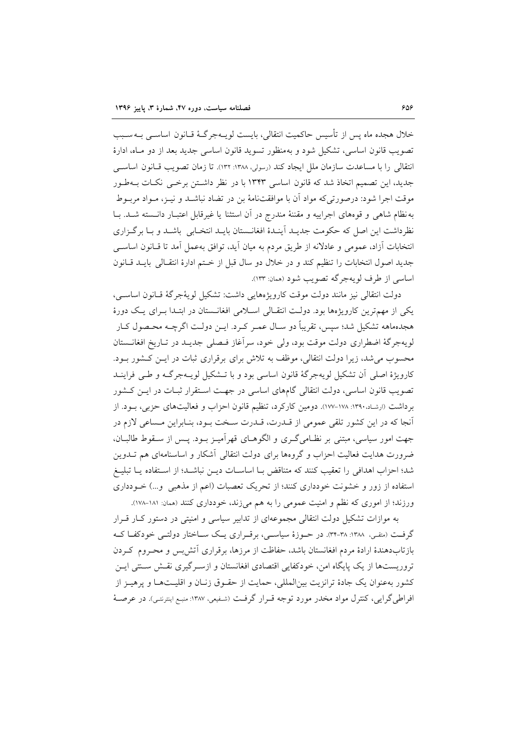خلال هجده ماه پس از تأسیس حاکمیت انتقالی، بایست لویه‌جرگهٔ قانون اساسی به‌سبب تصویب قانون اساسی، تشکیل شود و به‌منظور تسوید قانون اساسی جدید بعد از دو ماه، ادارهٔ انتقالی را با مساعدت سازمان ملل ایجاد کند (رسولی، ۱۳۸۸: ۱۳۲). تا زمان تصویب قانون اساسی جدید، این تصمیم اتخاذ شد که قانون اساسی ۱۳۴۳ با در نظر داشتن برخی نکات به‌طور موقت اجرا شود: درصورتی‌که مواد آن با موافقت‌نامهٔ بن در تضاد نباشد و نیز، مواد مربوط به‌نظام شاهی و قوه‌های اجراییه و مقننهٔ مندرج در آن استثنا یا غیرقابل اعتبار دانسته شد. با نظرداشت این اصل که حکومت جدید آیندهٔ افغانستان باید انتخابی باشد و با برگزاری انتخابات آزاد، عمومی و عادلانه از طریق مردم به میان آید، توافق به‌عمل آمد تا قانون اساسی جدید اصول انتخابات را تنظیم کند و در خلال دو سال قبل از ختم ادارهٔ انتقالی باید قانون اساسی از طرف لویه‌جرگه تصویب شود (همان: ۱۳۳).

دولت انتقالی نیز مانند دولت موقت کارویژه‌هایی داشت: تشکیل لویهٔ‌جرگهٔ قانون اساسی، یکی از مهم‌ترین کارویژه‌ها بود. دولت انتقالی اسلامی افغانستان در ابتدا برای یک دورهٔ هجده‌ماهه تشکیل شد؛ سپس، تقریباً دو سال عمر کرد. این دولت اگرچه محصول کار لویه‌جرگهٔ اضطراری دولت موقت بود، ولی خود، سرآغاز فصلی جدید در تاریخ افغانستان محسوب می‌شد، زیرا دولت انتقالی، موظف به تلاش برای برقراری ثبات در این کشور بود. کارویژهٔ اصلی آن تشکیل لویه‌جرگهٔ قانون اساسی بود و با تشکیل لویه‌جرگه و طی فرایند تصویب قانون اساسی، دولت انتقالی گام‌های اساسی در جهت استقرار ثبات در این کشور برداشت (ارشاد، ۱۳۹۰: ۱۷۸-۱۷۷). دومین کارکرد، تنظیم قانون احزاب و فعالیت‌های حزبی، بود. از آنجا که در این کشور تلقی عمومی از قدرت، قدرت سخت بود، بنابراین مساعی لازم در جهت امور سیاسی، مبتنی بر نظامی‌گری و الگوهای قهرآمیز بود. پس از سقوط طالبان، ضرورت هدایت فعالیت احزاب و گروه‌ها برای دولت انتقالی آشکار و اساسنامه‌ای هم تدوین شد؛ احزاب اهدافی را تعقیب کنند که متناقض با اساسات دین نباشد؛ از استفاده یا تبلیغ استفاده از زور و خشونت خودداری کنند؛ از تحریک تعصبات (اعم از مذهبی و...) خودداری ورزند؛ از اموری که نظم و امنیت عمومی را به هم می‌زند، خودداری کنند (همان: ۱۸۱-۱۷۸).

به موازات تشکیل دولت انتقالی مجموعه‌ای از تدابیر سیاسی و امنیتی در دستور کار قرار گرفت (متقی، ۱۳۸۸: ۳۸-۳۴). در حوزهٔ سیاسی، برقراری یک ساختار دولتی خودکفا که بازتاب‌دهندهٔ ارادهٔ مردم افغانستان باشد، حفاظت از مرزها، برقراری آتش‌بس و محروم کردن تروریست‌ها از یک پایگاه امن، خودکفایی اقتصادی افغانستان و ازسرگیری نقش سنتی این کشور به‌عنوان یک جادهٔ ترانزیت بین‌المللی، حمایت از حقوق زنان و اقلیت‌ها و پرهیز از افراطی‌گرایی، کنترل مواد مخدر مورد توجه قرار گرفت (شفیعی، ۱۳۸۷: منبع اینترنتی). در عرصهٔ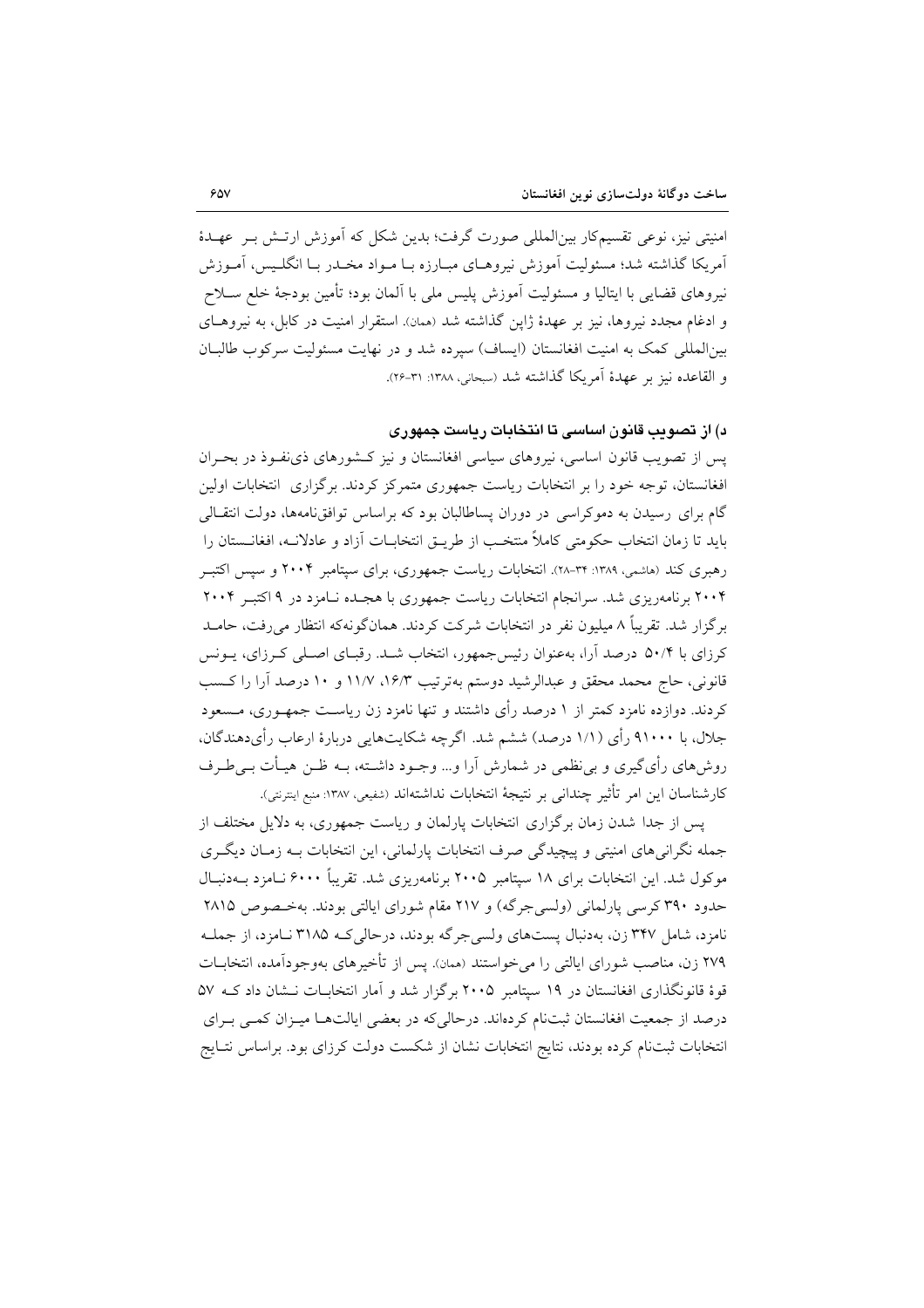امنیتی نیز، نوعی تقسیم‌کار بین‌المللی صورت گرفت؛ بدین شکل که آموزش ارتش بر عهدهٔ آمریکا گذاشته شد؛ مسئولیت آموزش نیروهای مبارزه با مواد مخدر با انگلیس، آموزش نیروهای قضایی با ایتالیا و مسئولیت آموزش پلیس ملی با آلمان بود؛ تأمین بودجهٔ خلع سلاح و ادغام مجدد نیروها، نیز بر عهدهٔ ژاپن گذاشته شد (همان). استقرار امنیت در کابل، به نیروهای بین‌المللی کمک به امنیت افغانستان (ایساف) سپرده شد و در نهایت مسئولیت سرکوب طالبان و القاعده نیز بر عهدهٔ آمریکا گذاشته شد (سبحانی، ۱۳۸۸: ۳۱-۲۶).

### د) از تصویب قانون اساسی تا انتخابات ریاست جمهوری

پس از تصویب قانون اساسی، نیروهای سیاسی افغانستان و نیز کشورهای ذی‌نفوذ در بحران افغانستان، توجه خود را بر انتخابات ریاست جمهوری متمرکز کردند. برگزاری انتخابات اولین گام برای رسیدن به دموکراسی در دوران پساطالبان بود که براساس توافق‌نامه‌ها، دولت انتقالی باید تا زمان انتخاب حکومتی کاملاً منتخب از طریق انتخابات آزاد و عادلانه، افغانستان را رهبری کند (هاشمی، ۱۳۸۹: ۳۴-۲۸). انتخابات ریاست جمهوری، برای سپتامبر ۲۰۰۴ و سپس اکتبر ۲۰۰۴ برنامه‌ریزی شد. سرانجام انتخابات ریاست جمهوری با هجده نامزد در ۹ اکتبر ۲۰۰۴ برگزار شد. تقریباً ۸ میلیون نفر در انتخابات شرکت کردند. همان‌گونه‌که انتظار می‌رفت، حامد کرزای با ۵۰/۴ درصد آرا، به‌عنوان رئیس‌جمهور، انتخاب شد. رقبای اصلی کرزای، یونس قانونی، حاج محمد محقق و عبدالرشید دوستم به‌ترتیب ۱۶/۳، ۱۱/۷ و ۱۰ درصد آرا را کسب کردند. دوازده نامزد کمتر از ۱ درصد رأی داشتند و تنها نامزد زن ریاست جمهوری، مسعود جلال، با ۹۱۰۰۰ رأی (۱/۱ درصد) ششم شد. اگرچه شکایت‌هایی دربارهٔ ارعاب رأی‌دهندگان، روش‌های رأی‌گیری و بی‌نظمی در شمارش آرا و... وجود داشته، به ظن هیأت بی‌طرف کارشناسان این امر تأثیر چندانی بر نتیجهٔ انتخابات نداشته‌اند (شفیعی، ۱۳۸۷: منبع اینترنتی).

پس از جدا شدن زمان برگزاری انتخابات پارلمان و ریاست جمهوری، به دلایل مختلف از جمله نگرانی‌های امنیتی و پیچیدگی صرف انتخابات پارلمانی، این انتخابات به زمان دیگری موکول شد. این انتخابات برای ۱۸ سپتامبر ۲۰۰۵ برنامه‌ریزی شد. تقریباً ۶۰۰۰ نامزد به‌دنبال حدود ۳۹۰ کرسی پارلمانی (ولسی‌جرگه) و ۲۱۷ مقام شورای ایالتی بودند. به‌خصوص ۲۸۱۵ نامزد، شامل ۳۴۷ زن، به‌دنبال پست‌های ولسی‌جرگه بودند، درحالی‌که ۳۱۸۵ نامزد، از جمله ۲۷۹ زن، مناصب شورای ایالتی را می‌خواستند (همان). پس از تأخیرهای به‌وجودآمده، انتخابات قوهٔ قانونگذاری افغانستان در ۱۹ سپتامبر ۲۰۰۵ برگزار شد و آمار انتخابات نشان داد که ۵۷ درصد از جمعیت افغانستان ثبت‌نام کرده‌اند. درحالی‌که در بعضی ایالت‌ها میزان کمی برای انتخابات ثبت‌نام کرده بودند، نتایج انتخابات نشان از شکست دولت کرزای بود. براساس نتایج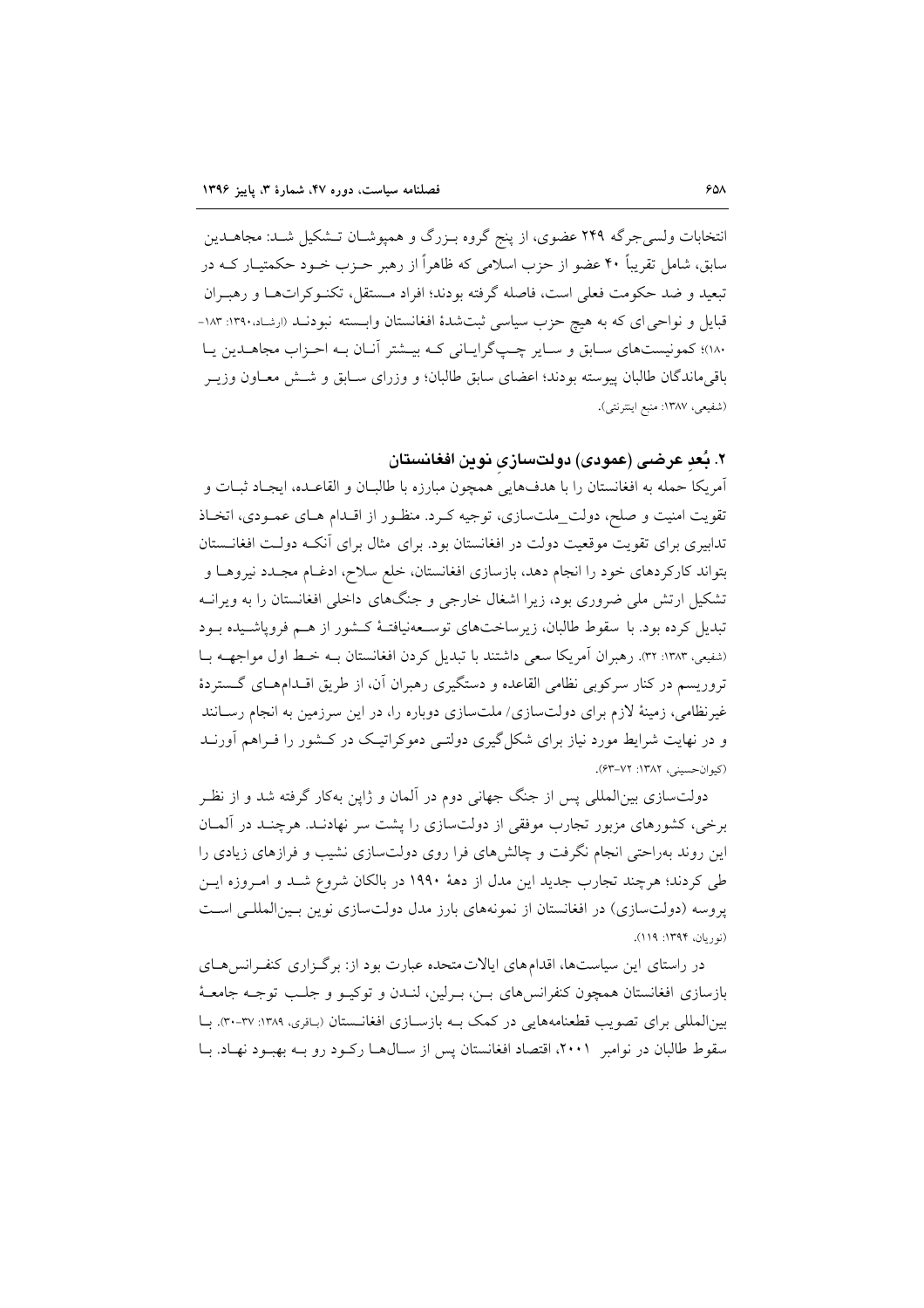انتخابات ولسی‌جرگه ۲۴۹ عضوی، از پنج گروه بـزرگ و همپوشـان تـشکیل شـد: مجاهـدین سابق، شامل تقریباً ۴۰ عضو از حزب اسلامی که ظاهراً از رهبر حـزب خـود حکمتیـار کـه در تبعید و ضد حکومت فعلی است، فاصله گرفته بودند؛ افراد مـستقل، تکنـوکرات‌هـا و رهبـران قبایل و نواحی‌ای که به هیچ حزب سیاسی ثبت‌شدهٔ افغانستان وابـسته نبودنـد (ارشاد،۱۳۹۰: ۱۸۳-۱۸۰)؛ کمونیست‌های سـابق و سـایر چـپ‌گرایـانی کـه بیـشتر آنـان بـه احـزاب مجاهـدین یـا باقی‌ماندگان طالبان پیوسته بودند؛ اعضای سابق طالبان؛ و وزرای سـابق و شـش معـاون وزیـر (شفیعی، ۱۳۸۷: منبع اینترنتی).

## ۲. بُعدِ عرضی (عمودی) دولت‌سازیِ نوین افغانستان

آمریکا حمله به افغانستان را با هدف‌هایی همچون مبارزه با طالبـان و القاعـده، ایجـاد ثبـات و تقویت امنیت و صلح، دولت_ملت‌سازی، توجیه کـرد. منظـور از اقـدام هـای عمـودی، اتخـاذ تدابیری برای تقویت موقعیت دولت در افغانستان بود. برای مثال برای آنکـه دولـت افغانـستان بتواند کارکردهای خود را انجام دهد، بازسازی افغانستان، خلع سلاح، ادغـام مجـدد نیروهـا و تشکیل ارتش ملی ضروری بود، زیرا اشغال خارجی و جنگ‌های داخلی افغانستان را به ویرانـه تبدیل کرده بود. با سقوط طالبان، زیرساخت‌های توسـعه‌نیافتـهٔ کـشور از هـم فروپاشـیده بـود (شفیعی، ۱۳۸۳: ۳۲). رهبران آمریکا سعی داشتند با تبدیل کردن افغانستان بـه خـط اول مواجهـه بـا تروریسم در کنار سرکوبی نظامی القاعده و دستگیری رهبران آن، از طریق اقـدام‌هـای گـستردهٔ غیرنظامی، زمینهٔ لازم برای دولت‌سازی/ ملت‌سازی دوباره را، در این سرزمین به انجام رسـانند و در نهایت شرایط مورد نیاز برای شکل‌گیری دولتـی دموکراتیـک در کـشور را فـراهم آورنـد (کیوان‌حسینی، ۱۳۸۲: ۷۲-۶۳).

دولت‌سازی بین‌المللی پس از جنگ جهانی دوم در آلمان و ژاپن به‌کار گرفته شد و از نظـر برخی، کشورهای مزبور تجارب موفقی از دولت‌سازی را پشت سر نهادنـد. هرچنـد در آلمـان این روند به‌راحتی انجام نگرفت و چالش‌های فرا روی دولت‌سازی نشیب و فرازهای زیادی را طی کردند؛ هرچند تجارب جدید این مدل از دههٔ ۱۹۹۰ در بالکان شروع شـد و امـروزه ایـن پروسه (دولت‌سازی) در افغانستان از نمونه‌های بارز مدل دولت‌سازی نوین بـین‌المللـی اسـت (نوریان، ۱۳۹۴: ۱۱۹).

در راستای این سیاست‌ها، اقدام‌های ایالات‌متحده عبارت بود از: برگـزاری کنفـرانس‌هـای بازسازی افغانستان همچون کنفرانس‌های بـن، بـرلین، لنـدن و توکیـو و جلـب توجـه جامعـهٔ بین‌المللی برای تصویب قطعنامه‌هایی در کمک بـه بازسـازی افغانـستان (باقری، ۱۳۸۹: ۳۷-۳۰). بـا سقوط طالبان در نوامبر ۲۰۰۱، اقتصاد افغانستان پس از سـال‌هـا رکـود رو بـه بهبـود نهـاد. بـا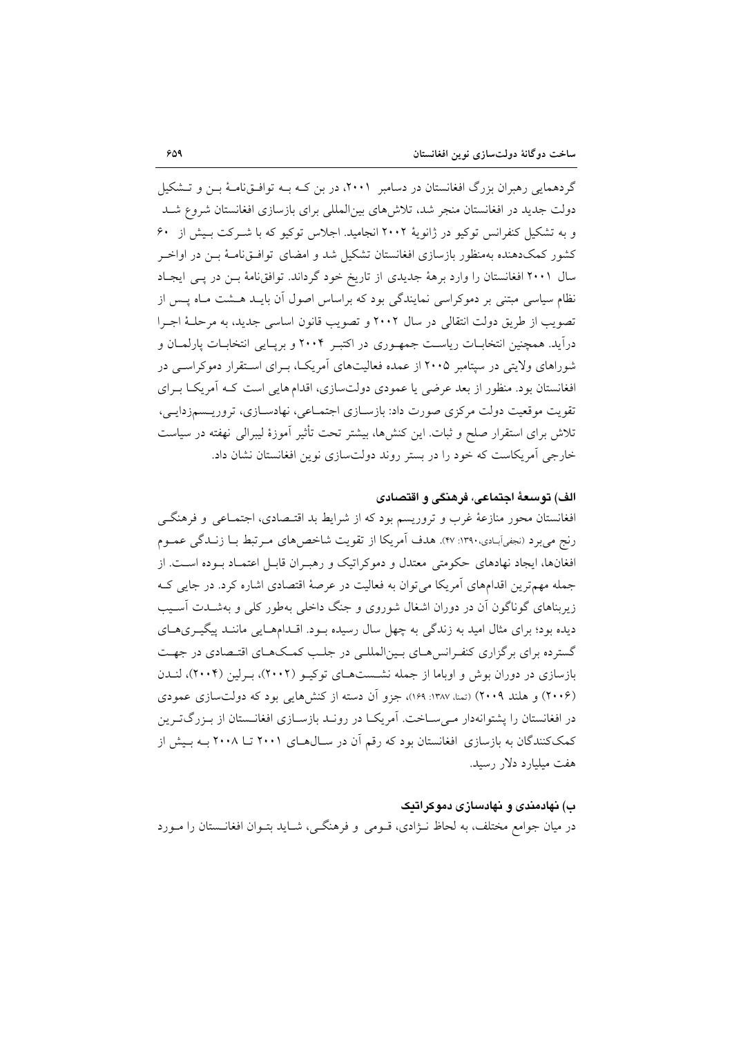گردهمایی رهبران بزرگ افغانستان در دسامبر ۲۰۰۱، در بن کـه بـه توافـق‌نامـهٔ بـن و تـشکیل دولت جدید در افغانستان منجر شد، تلاش‌های بین‌المللی برای بازسازی افغانستان شروع شـد و به تشکیل کنفرانس توکیو در ژانویهٔ ۲۰۰۲ انجامید. اجلاس توکیو که با شـرکت بـیش از ۶۰ کشور کمک‌دهنده به‌منظور بازسازی افغانستان تشکیل شد و امضای توافـق‌نامـهٔ بـن در اواخـر سال ۲۰۰۱ افغانستان را وارد برههٔ جدیدی از تاریخ خود گرداند. توافق‌نامهٔ بـن در پـی ایجـاد نظام سیاسی مبتنی بر دموکراسی نمایندگی بود که براساس اصول آن بایـد هـشت مـاه پـس از تصویب از طریق دولت انتقالی در سال ۲۰۰۲ و تصویب قانون اساسی جدید، به مرحلـهٔ اجـرا درآید. همچنین انتخابـات ریاسـت جمهـوری در اکتبـر ۲۰۰۴ و برپـایی انتخابـات پارلمـان و شوراهای ولایتی در سپتامبر ۲۰۰۵ از عمده فعالیت‌های آمریکـا، بـرای اسـتقرار دموکراسـی در افغانستان بود. منظور از بعد عرضی یا عمودی دولت‌سازی، اقدام‌هایی است کـه آمریکـا بـرای تقویت موقعیت دولت مرکزی صورت داد: بازسـازی اجتمـاعی، نهادسـازی، تروریـسم‌زدایـی، تلاش برای استقرار صلح و ثبات. این کنش‌ها، بیشتر تحت تأثیر آموزهٔ لیبرالی نهفته در سیاست خارجی آمریکاست که خود را در بستر روند دولت‌سازی نوین افغانستان نشان داد.

### الف) توسعهٔ اجتماعی، فرهنگی و اقتصادی

افغانستان محور منازعهٔ غرب و تروریسم بود که از شرایط بد اقتـصادی، اجتمـاعی و فرهنگـی رنج می‌برد (نجفی‌آبادی،۱۳۹۰: ۴۷). هدف آمریکا از تقویت شاخص‌های مـرتبط بـا زنـدگی عمـوم افغان‌ها، ایجاد نهادهای حکومتی معتدل و دموکراتیک و رهبـران قابـل اعتمـاد بـوده اسـت. از جمله مهم‌ترین اقدام‌های آمریکا می‌توان به فعالیت در عرصهٔ اقتصادی اشاره کرد. در جایی کـه زیربناهای گوناگون آن در دوران اشغال شوروی و جنگ داخلی به‌طور کلی و به‌شـدت آسـیب دیده بود؛ برای مثال امید به زندگی به چهل سال رسیده بـود. اقـدام‌هـایی ماننـد پیگیـری‌هـای گسترده برای برگزاری کنفـرانس‌هـای بـین‌المللـی در جلـب کمـک‌هـای اقتـصادی در جهـت بازسازی در دوران بوش و اوباما از جمله نشـست‌هـای توکیـو (۲۰۰۲)، بـرلین (۲۰۰۴)، لنـدن (۲۰۰۶) و هلند ۲۰۰۹) (تمنا، ۱۳۸۷: ۱۶۹)، جزو آن دسته از کنش‌هایی بود که دولت‌سازی عمودی در افغانستان را پشتوانه‌دار مـی‌سـاخت. آمریکـا در رونـد بازسـازی افغانـستان از بـزرگ‌تـرین کمک‌کنندگان به بازسازی افغانستان بود که رقم آن در سـال‌هـای ۲۰۰۱ تـا ۲۰۰۸ بـه بـیش از هفت میلیارد دلار رسید.

### ب) نهادمندی و نهادسازی دموکراتیک

در میان جوامع مختلف، به لحاظ نـژادی، قـومی و فرهنگـی، شـاید بتـوان افغانـستان را مـورد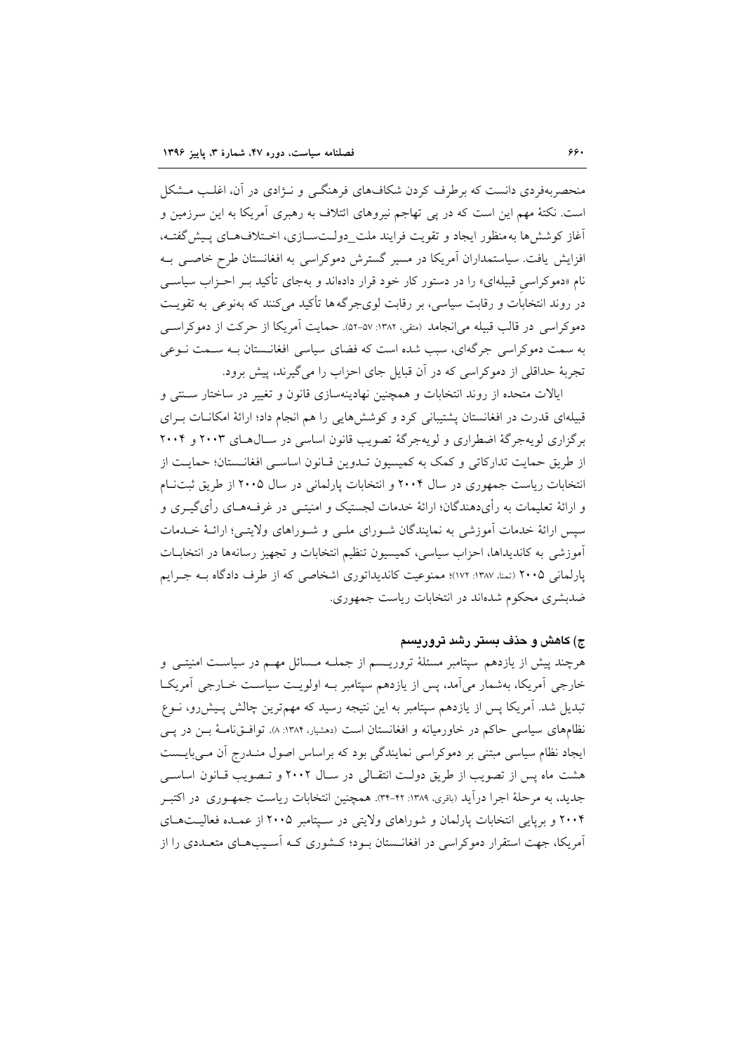منحصربه‌فردی دانست که برطرف کردن شکاف‌های فرهنگی و نـژادی در آن، اغلـب مـشکل است. نکتهٔ مهم این است که در پی تهاجم نیروهای ائتلاف به رهبری آمریکا به این سرزمین و آغاز کوشش‌ها به‌منظور ایجاد و تقویت فرایند ملت_دولت‌سـازی، اخـتلاف‌هـای پـیش‌گفتـه، افزایش یافت. سیاستمداران آمریکا در مسیر گسترش دموکراسی به افغانستان طرح خاصـی بـه نام «دموکراسی قبیله‌ای» را در دستور کار خود قرار داده‌اند و به‌جای تأکید بـر احـزاب سیاسـی در روند انتخابات و رقابت سیاسی، بر رقابت لویه‌جرگه‌ها تأکید می‌کنند که به‌نوعی به تقویـت دموکراسی در قالب قبیله می‌انجامد (متقی، ۱۳۸۲: ۵۷-۵۲). حمایت آمریکا از حرکت از دموکراسـی به سمت دموکراسی جرگه‌ای، سبب شده است که فضای سیاسی افغانـستان بـه سـمت نـوعی تجربهٔ حداقلی از دموکراسی که در آن قبایل جای احزاب را می‌گیرند، پیش برود.

ایالات متحده از روند انتخابات و همچنین نهادینه‌سازی قانون و تغییر در ساختار سـنتی و قبیله‌ای قدرت در افغانستان پشتیبانی کرد و کوشش‌هایی را هم انجام داد؛ ارائهٔ امکانـات بـرای برگزاری لویه‌جرگهٔ اضطراری و لویه‌جرگهٔ تصویب قانون اساسی در سـال‌هـای ۲۰۰۳ و ۲۰۰۴ از طریق حمایت تدارکاتی و کمک به کمیسیون تـدوین قـانون اساسـی افغانـستان؛ حمایـت از انتخابات ریاست جمهوری در سال ۲۰۰۴ و انتخابات پارلمانی در سال ۲۰۰۵ از طریق ثبت‌نـام و ارائهٔ تعلیمات به رأی‌دهندگان؛ ارائهٔ خدمات لجستیک و امنیتـی در غرفـه‌هـای رأی‌گیـری و سپس ارائهٔ خدمات آموزشی به نمایندگان شـورای ملـی و شـوراهای ولایتـی؛ ارائـهٔ خـدمات آموزشی به کاندیداها، احزاب سیاسی، کمیسیون تنظیم انتخابات و تجهیز رسانه‌ها در انتخابـات پارلمانی ۲۰۰۵ (تمنا، ۱۳۸۷: ۱۷۲)؛ ممنوعیت کاندیداتوری اشخاصی که از طرف دادگاه بـه جـرایم ضدبشری محکوم شده‌اند در انتخابات ریاست جمهوری.

### ج) کاهش و حذف بستر رشد تروریسم

هرچند پیش از یازدهم سپتامبر مسئلهٔ تروریـسم از جملـه مـسائل مهـم در سیاسـت امنیتـی و خارجی آمریکا، به‌شمار می‌آمد، پس از یازدهم سپتامبر بـه اولویـت سیاسـت خـارجی آمریکـا تبدیل شد. آمریکا پس از یازدهم سپتامبر به این نتیجه رسید که مهم‌ترین چالش پـیش‌رو، نـوع نظام‌های سیاسی حاکم در خاورمیانه و افغانستان است (دهشیار، ۱۳۸۴: ۸). توافـق‌نامـهٔ بـن در پـی ایجاد نظام سیاسی مبتنی بر دموکراسی نمایندگی بود که براساس اصول منـدرج آن مـی‌بایـست هشت ماه پس از تصویب از طریق دولـت انتقـالی در سـال ۲۰۰۲ و تـصویب قـانون اساسـی جدید، به مرحلهٔ اجرا درآید (باقری، ۱۳۸۹: ۴۲-۳۴). همچنین انتخابات ریاست جمهـوری در اکتبـر ۲۰۰۴ و برپایی انتخابات پارلمان و شوراهای ولایتی در سـپتامبر ۲۰۰۵ از عمـده فعالیـت‌هـای آمریکا، جهت استقرار دموکراسی در افغانـستان بـود؛ کـشوری کـه آسـیب‌هـای متعـددی را از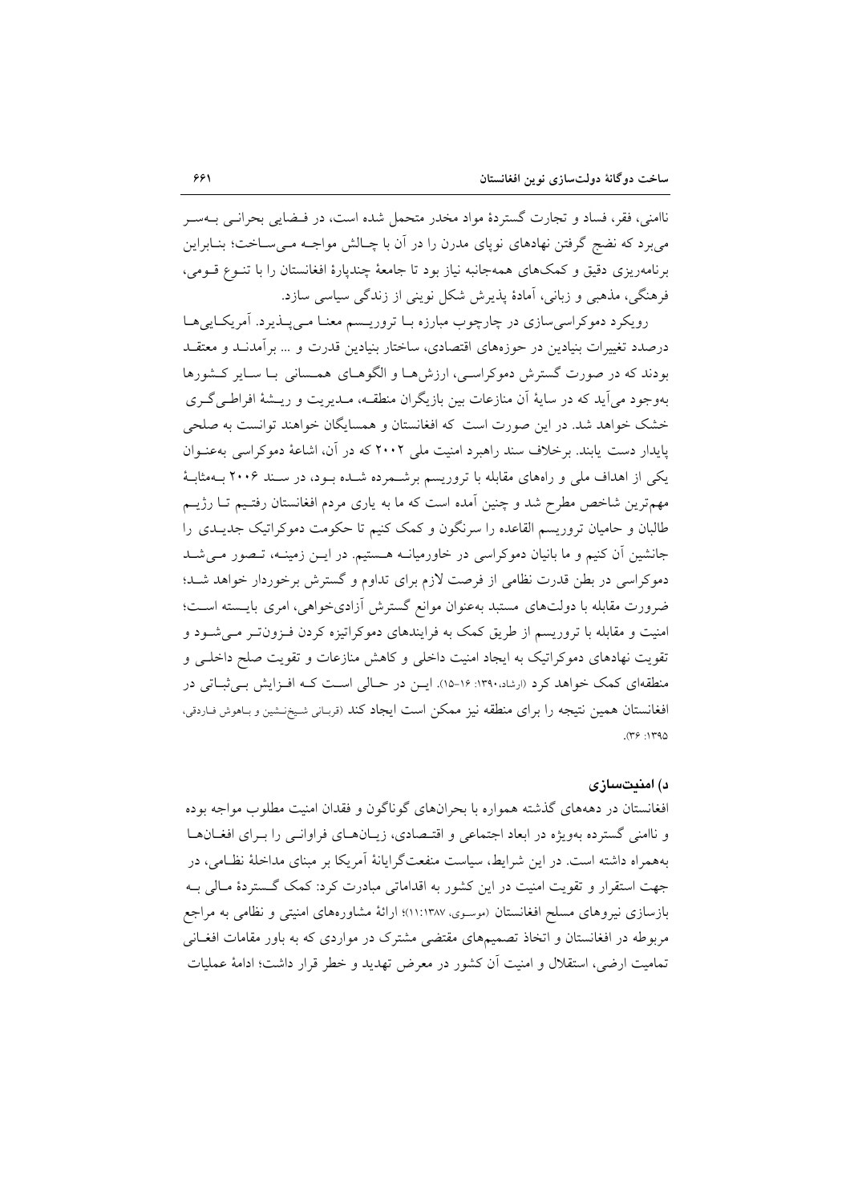ناامنی، فقر، فساد و تجارت گستردهٔ مواد مخدر متحمل شده است، در فضایی بحرانی به‌سر می‌برد که نضج گرفتن نهادهای نوپای مدرن را در آن با چالش مواجه می‌ساخت؛ بنابراین برنامه‌ریزی دقیق و کمک‌های همه‌جانبه نیاز بود تا جامعهٔ چندپارهٔ افغانستان را با تنوع قومی، فرهنگی، مذهبی و زبانی، آمادهٔ پذیرش شکل نوینی از زندگی سیاسی سازد.

رویکرد دموکراسی‌سازی در چارچوب مبارزه با تروریسم معنا می‌پذیرد. آمریکایی‌ها درصدد تغییرات بنیادین در حوزه‌های اقتصادی، ساختار بنیادین قدرت و ... برآمدند و معتقد بودند که در صورت گسترش دموکراسی، ارزش‌ها و الگوهای همسانی با سایر کشورها به‌وجود می‌آید که در سایهٔ آن منازعات بین بازیگران منطقه، مدیریت و ریشهٔ افراطی‌گری خشک خواهد شد. در این صورت است که افغانستان و همسایگان خواهند توانست به صلحی پایدار دست یابند. برخلاف سند راهبرد امنیت ملی ۲۰۰۲ که در آن، اشاعهٔ دموکراسی به‌عنوان یکی از اهداف ملی و راه‌های مقابله با تروریسم برشمرده شده بود، در سند ۲۰۰۶ به‌مثابهٔ مهم‌ترین شاخص مطرح شد و چنین آمده است که ما به یاری مردم افغانستان رفتیم تا رژیم طالبان و حامیان تروریسم القاعده را سرنگون و کمک کنیم تا حکومت دموکراتیک جدیدی را جانشین آن کنیم و ما بانیان دموکراسی در خاورمیانه هستیم. در این زمینه، تصور می‌شد دموکراسی در بطن قدرت نظامی از فرصت لازم برای تداوم و گسترش برخوردار خواهد شد؛ ضرورت مقابله با دولت‌های مستبد به‌عنوان موانع گسترش آزادی‌خواهی، امری بایسته است؛ امنیت و مقابله با تروریسم از طریق کمک به فرایندهای دموکراتیزه کردن فزون‌تر می‌شود و تقویت نهادهای دموکراتیک به ایجاد امنیت داخلی و کاهش منازعات و تقویت صلح داخلی و منطقه‌ای کمک خواهد کرد (ارشاد، ۱۳۹۰: ۱۶-۱۵). این در حالی است که افزایش بی‌ثباتی در افغانستان همین نتیجه را برای منطقه نیز ممکن است ایجاد کند (قربانی شیخ‌نشین و باهوش فاردقی، ۱۳۹۵: ۳۶).

### د) امنیت‌سازی

افغانستان در دهه‌های گذشته همواره با بحران‌های گوناگون و فقدان امنیت مطلوب مواجه بوده و ناامنی گسترده به‌ویژه در ابعاد اجتماعی و اقتصادی، زیان‌های فراوانی را برای افغان‌ها به‌همراه داشته است. در این شرایط، سیاست منفعت‌گرایانهٔ آمریکا بر مبنای مداخلهٔ نظامی، در جهت استقرار و تقویت امنیت در این کشور به اقداماتی مبادرت کرد: کمک گستردهٔ مالی به بازسازی نیروهای مسلح افغانستان (موسوی، ۱۳۸۷: ۱۱)؛ ارائهٔ مشاوره‌های امنیتی و نظامی به مراجع مربوطه در افغانستان و اتخاذ تصمیم‌های مقتضی مشترک در مواردی که به باور مقامات افغانی تمامیت ارضی، استقلال و امنیت آن کشور در معرض تهدید و خطر قرار داشت؛ ادامهٔ عملیات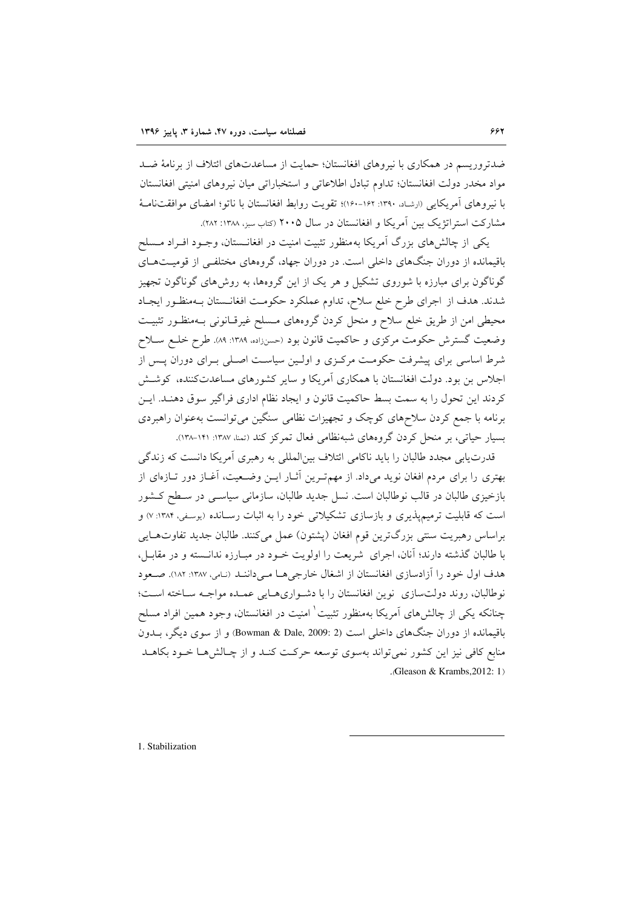ضدتروریسم در همکاری با نیروهای افغانستان؛ حمایت از مساعدت‌های ائتلاف از برنامهٔ ضـد مواد مخدر دولت افغانستان؛ تداوم تبادل اطلاعاتی و استخباراتی میان نیروهای امنیتی افغانستان با نیروهای آمریکایی (ارشاد، ۱۳۹۰: ۱۶۲-۱۶۰)؛ تقویت روابط افغانستان با ناتو؛ امضای موافقت‌نامهٔ مشارکت استراتژیک بین آمریکا و افغانستان در سال ۲۰۰۵ (کتاب سبز، ۱۳۸۸: ۲۸۲).

یکی از چالش‌های بزرگ آمریکا به‌منظور تثبیت امنیت در افغانستان، وجـود افـراد مـسلح باقیمانده از دوران جنگ‌های داخلی است. در دوران جهاد، گروه‌های مختلفـی از قومیـت‌هـای گوناگون برای مبارزه با شوروی تشکیل و هر یک از این گروه‌ها، به روش‌های گوناگون تجهیز شدند. هدف از اجرای طرح خلع سلاح، تداوم عملکرد حکومـت افغانـستان بـه‌منظـور ایجـاد محیطی امن از طریق خلع سلاح و منحل کردن گروه‌های مـسلح غیرقـانونی بـه‌منظـور تثبیـت وضعیت گسترش حکومت مرکزی و حاکمیت قانون بود (حسن‌زاده، ۱۳۸۹: ۸۹). طرح خلـع سـلاح شرط اساسی برای پیشرفت حکومـت مرکـزی و اولـین سیاسـت اصـلی بـرای دوران پـس از اجلاس بن بود. دولت افغانستان با همکاری آمریکا و سایر کشورهای مساعدت‌کننده، کوشـش کردند این تحول را به سمت بسط حاکمیت قانون و ایجاد نظام اداری فراگیر سوق دهنـد. ایـن برنامه با جمع کردن سلاح‌های کوچک و تجهیزات نظامی سنگین می‌توانست به‌عنوان راهبردی بسیار حیاتی، بر منحل کردن گروه‌های شبه‌نظامی فعال تمرکز کند (تمنا، ۱۳۸۷: ۱۴۱-۱۳۸).

قدرت‌یابی مجدد طالبان را باید ناکامی ائتلاف بین‌المللی به رهبری آمریکا دانست که زندگی بهتری را برای مردم افغان نوید می‌داد. از مهم‌تـرین آثـار ایـن وضـعیت، آغـاز دور تـازه‌ای از بازخیزی طالبان در قالب نوطالبان است. نسل جدید طالبان، سازمانی سیاسـی در سـطح کـشور است که قابلیت ترمیم‌پذیری و بازسازی تشکیلاتی خود را به اثبات رسـانده (یوسفی، ۱۳۸۴: ۷) و براساس رهبریت سنتی بزرگ‌ترین قوم افغان (پشتون) عمل می‌کنند. طالبان جدید تفاوت‌هـایی با طالبان گذشته دارند؛ آنان، اجرای شریعت را اولویت خـود در مبـارزه ندانـسته و در مقابـل، هدف اول خود را آزادسازی افغانستان از اشغال خارجی‌هـا مـی‌داننـد (نامی، ۱۳۸۷: ۱۸۲). صـعود نوطالبان، روند دولت‌سازی نوین افغانستان را با دشـواری‌هـایی عمـده مواجـه سـاخته اسـت؛ چنانکه یکی از چالش‌های آمریکا به‌منظور تثبیت[1] امنیت در افغانستان، وجود همین افراد مسلح باقیمانده از دوران جنگ‌های داخلی است (Bowman & Dale, 2009: 2) و از سوی دیگر، بـدون منابع کافی نیز این کشور نمی‌تواند به‌سوی توسعه حرکـت کنـد و از چـالش‌هـا خـود بکاهـد (Gleason & Krambs,2012: 1).

1. Stabilization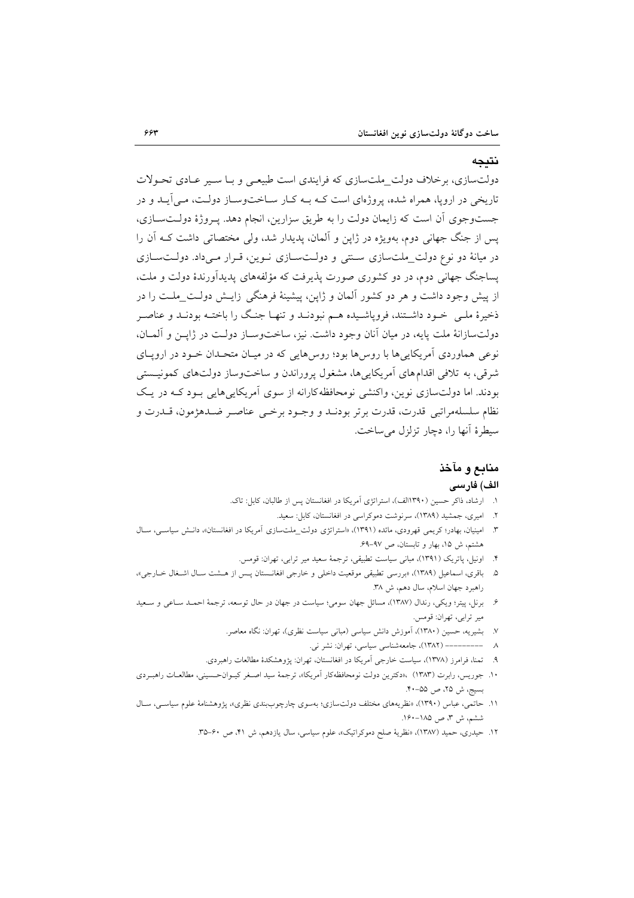## نتیجه

دولت‌سازی، برخلاف دولت_ملت‌سازی که فرایندی است طبیعی و با سیر عادی تحولات تاریخی در اروپا، همراه شده، پروژه‌ای است که به کار ساخت‌وساز دولت، می‌آید و در جست‌وجوی آن است که زایمان دولت را به طریق سزارین، انجام دهد. پروژهٔ دولت‌سازی، پس از جنگ جهانی دوم، به‌ویژه در ژاپن و آلمان، پدیدار شد، ولی مختصاتی داشت که آن را در میانهٔ دو نوع دولت_ملت‌سازی سنتی و دولت‌سازی نوین، قرار می‌داد. دولت‌سازی پساجنگ جهانی دوم، در دو کشوری صورت پذیرفت که مؤلفه‌های پدیدآورندهٔ دولت و ملت، از پیش وجود داشت و هر دو کشور آلمان و ژاپن، پیشینهٔ فرهنگی زایش دولت_ملت را در ذخیرهٔ ملی خود داشتند، فروپاشیده هم نبودند و تنها جنگ را باخته بودند و عناصر دولت‌سازانهٔ ملت پایه، در میان آنان وجود داشت. نیز، ساخت‌وساز دولت در ژاپن و آلمان، نوعی هماوردی آمریکایی‌ها با روس‌ها بود؛ روس‌هایی که در میان متحدان خود در اروپای شرقی، به تلافی اقدام‌های آمریکایی‌ها، مشغول پروراندن و ساخت‌وساز دولت‌های کمونیستی بودند. اما دولت‌سازی نوین، واکنشی نومحافظه‌کارانه از سوی آمریکایی‌هایی بود که در یک نظام سلسله‌مراتبی قدرت، قدرت برتر بودند و وجود برخی عناصر ضدهژمون، قدرت و سیطرهٔ آنها را، دچار تزلزل می‌ساخت.

## منابع و مآخذ

### الف) فارسی

۱. ارشاد، ذاکر حسین (۱۳۹۰الف)، استراتژی آمریکا در افغانستان پس از طالبان، کابل: تاک.
۲. امیری، جمشید (۱۳۸۹)، سرنوشت دموکراسی در افغانستان، کابل: سعید.
۳. امینیان، بهادر؛ کریمی قهرودی، مائده (۱۳۹۱)، «استراتژی دولت_ملت‌سازی آمریکا در افغانستان»، دانش سیاسی، سال هشتم، ش ۱۵، بهار و تابستان، ص ۹۷-۶۹.
۴. اونیل، پاتریک (۱۳۹۱)، مبانی سیاست تطبیقی، ترجمهٔ سعید میر ترابی، تهران: قومس.
۵. باقری، اسماعیل (۱۳۸۹)، «بررسی تطبیقی موقعیت داخلی و خارجی افغانستان پس از هشت سال اشغال خارجی»، راهبرد جهان اسلام، سال دهم، ش ۳۸.
۶. برنل، پیتر؛ ویکی، رندال (۱۳۸۷)، مسائل جهان سومی؛ سیاست در جهان در حال توسعه، ترجمهٔ احمد ساعی و سعید میر ترابی، تهران: قومس.
۷. بشیریه، حسین (۱۳۸۰)، آموزش دانش سیاسی (مبانی سیاست نظری)، تهران: نگاه معاصر.
۸. -------- (۱۳۸۲)، جامعه‌شناسی سیاسی، تهران: نشر نی.
۹. تمنا، فرامرز (۱۳۷۸)، سیاست خارجی آمریکا در افغانستان، تهران: پژوهشکدهٔ مطالعات راهبردی.
۱۰. جوریس، رابرت (۱۳۸۳) ،«دکترین دولت نومحافظه‌کار آمریکا»، ترجمهٔ سید اصغر کیوان‌حسینی، مطالعات راهبردی بسیج، ش ۲۵، ص ۵۵-۴۰.
۱۱. حاتمی، عباس (۱۳۹۰)، «نظریه‌های مختلف دولت‌سازی؛ به‌سوی چارچوب‌بندی نظری»، پژوهشنامهٔ علوم سیاسی، سال ششم، ش ۳، ص ۱۸۵-۱۶۰.
۱۲. حیدری، حمید (۱۳۸۷)، «نظریهٔ صلح دموکراتیک»، علوم سیاسی، سال یازدهم، ش ۴۱، ص ۶۰-۳۵.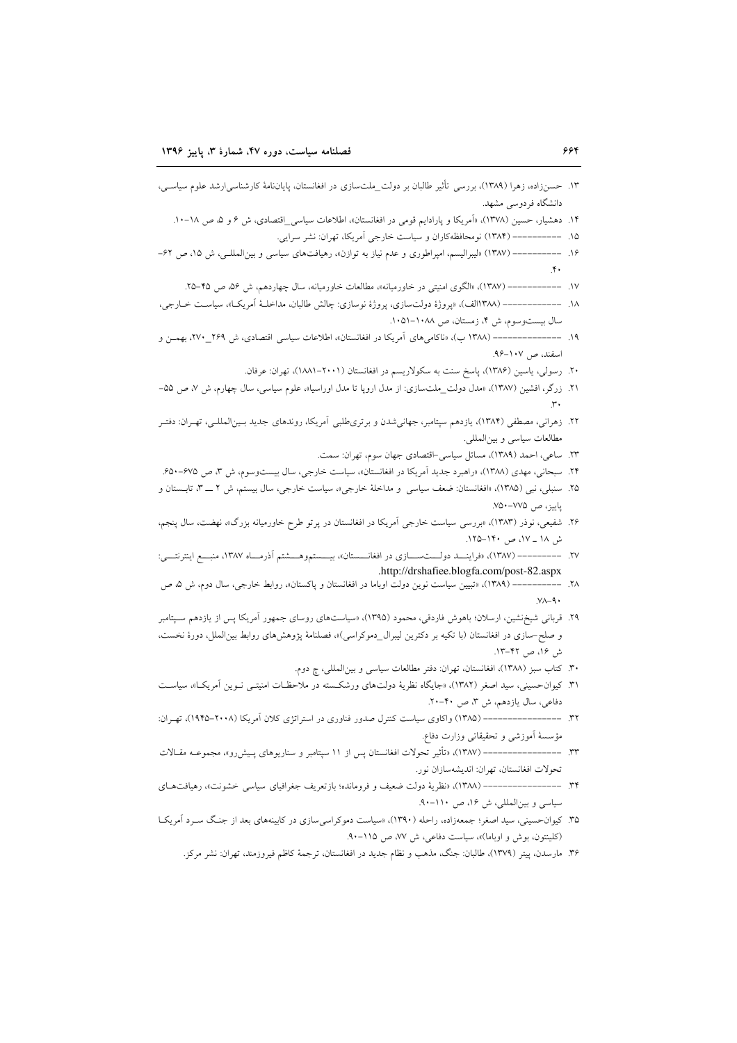۱۳. حسن‌زاده، زهرا (۱۳۸۹)، بررسی تأثیر طالبان بر دولت_ملت‌سازی در افغانستان، پایان‌نامهٔ کارشناسی‌ارشد علوم سیاسی، دانشگاه فردوسی مشهد.

۱۴. دهشیار، حسین (۱۳۷۸)، «آمریکا و پارادایم قومی در افغانستان»، اطلاعات سیاسی_اقتصادی، ش ۶ و ۵، ص ۱۸-۱۰.

۱۵. ــــــــــــ (۱۳۸۴) نومحافظه‌کاران و سیاست خارجی آمریکا، تهران: نشر سرایی.

۱۶. ــــــــــــ (۱۳۸۷) «لیبرالیسم، امپراطوری و عدم نیاز به توازن»، رهیافت‌های سیاسی و بین‌المللی، ش ۱۵، ص ۶۲-۴۰.

۱۷. ــــــــــــ (۱۳۸۷)، «الگوی امنیتی در خاورمیانه»، مطالعات خاورمیانه، سال چهاردهم، ش ۵۶، ص ۴۵-۲۵.

۱۸. ــــــــــــ (۱۳۸۸الف)، «پروژهٔ دولت‌سازی، پروژهٔ نوسازی: چالش طالبان، مداخلهٔ آمریکا»، سیاست خارجی، سال بیست‌وسوم، ش ۴، زمستان، ص ۱۰۸۸-۱۰۵۱.

۱۹. ــــــــــــ (۱۳۸۸ ب)، «ناکامی‌های آمریکا در افغانستان»، اطلاعات سیاسی اقتصادی، ش ۲۶۹_۲۷۰، بهمن و اسفند، ص ۱۰۷-۹۶.

۲۰. رسولی، یاسین (۱۳۸۶)، پاسخ سنت به سکولاریسم در افغانستان (۲۰۰۱-۱۸۸۱)، تهران: عرفان.

۲۱. زرگر، افشین (۱۳۸۷)، «مدل دولت_ملت‌سازی: از مدل اروپا تا مدل اوراسیا»، علوم سیاسی، سال چهارم، ش ۷، ص ۵۵-۳۰.

۲۲. زهرانی، مصطفی (۱۳۸۴)، یازدهم سپتامبر، جهانی‌شدن و برتری‌طلبی آمریکا، روندهای جدید بین‌المللی، تهران: دفتر مطالعات سیاسی و بین‌المللی.

۲۳. ساعی، احمد (۱۳۸۹)، مسائل سیاسی-اقتصادی جهان سوم، تهران: سمت.

۲۴. سبحانی، مهدی (۱۳۸۸)، «راهبرد جدید آمریکا در افغانستان»، سیاست خارجی، سال بیست‌وسوم، ش ۳، ص ۶۷۵-۶۵۰.

۲۵. سنبلی، نبی (۱۳۸۵)، «افغانستان: ضعف سیاسی و مداخلهٔ خارجی»، سیاست خارجی، سال بیستم، ش ۲ ـــ ۳، تابستان و پاییز، ص ۷۷۵-۷۵۰.

۲۶. شفیعی، نوذر (۱۳۸۳)، «بررسی سیاست خارجی آمریکا در افغانستان در پرتو طرح خاورمیانه بزرگ»، نهضت، سال پنجم، ش ۱۸ ـ ۱۷، ص ۱۴۰-۱۲۵.

۲۷. ــــــــــــ (۱۳۸۷)، «فرایند دولت‌سازی در افغانستان»، بیست‌وهشتم آذرماه ۱۳۸۷، منبع اینترنتی: http://drshafiee.blogfa.com/post-82.aspx.

۲۸. ــــــــــــ (۱۳۸۹)، «تبیین سیاست نوین دولت اوباما در افغانستان و پاکستان»، روابط خارجی، سال دوم، ش ۵، ص ۷۸-۹۰.

۲۹. قربانی شیخ‌نشین، ارسلان؛ باهوش فاردقی، محمود (۱۳۹۵)، «سیاست‌های روسای جمهور آمریکا پس از یازدهم سپتامبر و صلح-سازی در افغانستان (با تکیه بر دکترین لیبرال_دموکراسی)»، فصلنامهٔ پژوهش‌های روابط بین‌الملل، دورهٔ نخست، ش ۱۶، ص ۴۲-۱۳.

۳۰. کتاب سبز (۱۳۸۸)، افغانستان، تهران: دفتر مطالعات سیاسی و بین‌المللی، چ دوم.

۳۱. کیوان‌حسینی، سید اصغر (۱۳۸۲)، «جایگاه نظریهٔ دولت‌های ورشکسته در ملاحظات امنیتی نوین آمریکا»، سیاست دفاعی، سال یازدهم، ش ۳، ص ۴۰-۲۰.

۳۲. ــــــــــــ (۱۳۸۵) واکاوی سیاست کنترل صدور فناوری در استراتژی کلان آمریکا (۲۰۰۸-۱۹۴۵)، تهران: مؤسسهٔ آموزشی و تحقیقاتی وزارت دفاع.

۳۳. ــــــــــــ (۱۳۸۷)، «تأثیر تحولات افغانستان پس از ۱۱ سپتامبر و سناریوهای پیش‌رو»، مجموعه مقالات تحولات افغانستان، تهران: اندیشه‌سازان نور.

۳۴. ــــــــــــ (۱۳۸۸)، «نظریهٔ دولت ضعیف و فرومانده؛ بازتعریف جغرافیای سیاسی خشونت»، رهیافت‌های سیاسی و بین‌المللی، ش ۱۶، ص ۱۱۰-۹۰.

۳۵. کیوان‌حسینی، سید اصغر؛ جمعه‌زاده، راحله (۱۳۹۰)، «سیاست دموکراسی‌سازی در کابینه‌های بعد از جنگ سرد آمریکا (کلینتون، بوش و اوباما)»، سیاست دفاعی، ش ۷۷، ص ۱۱۵-۹۰.

۳۶. مارسدن، پیتر (۱۳۷۹)، طالبان: جنگ، مذهب و نظام جدید در افغانستان، ترجمهٔ کاظم فیروزمند، تهران: نشر مرکز.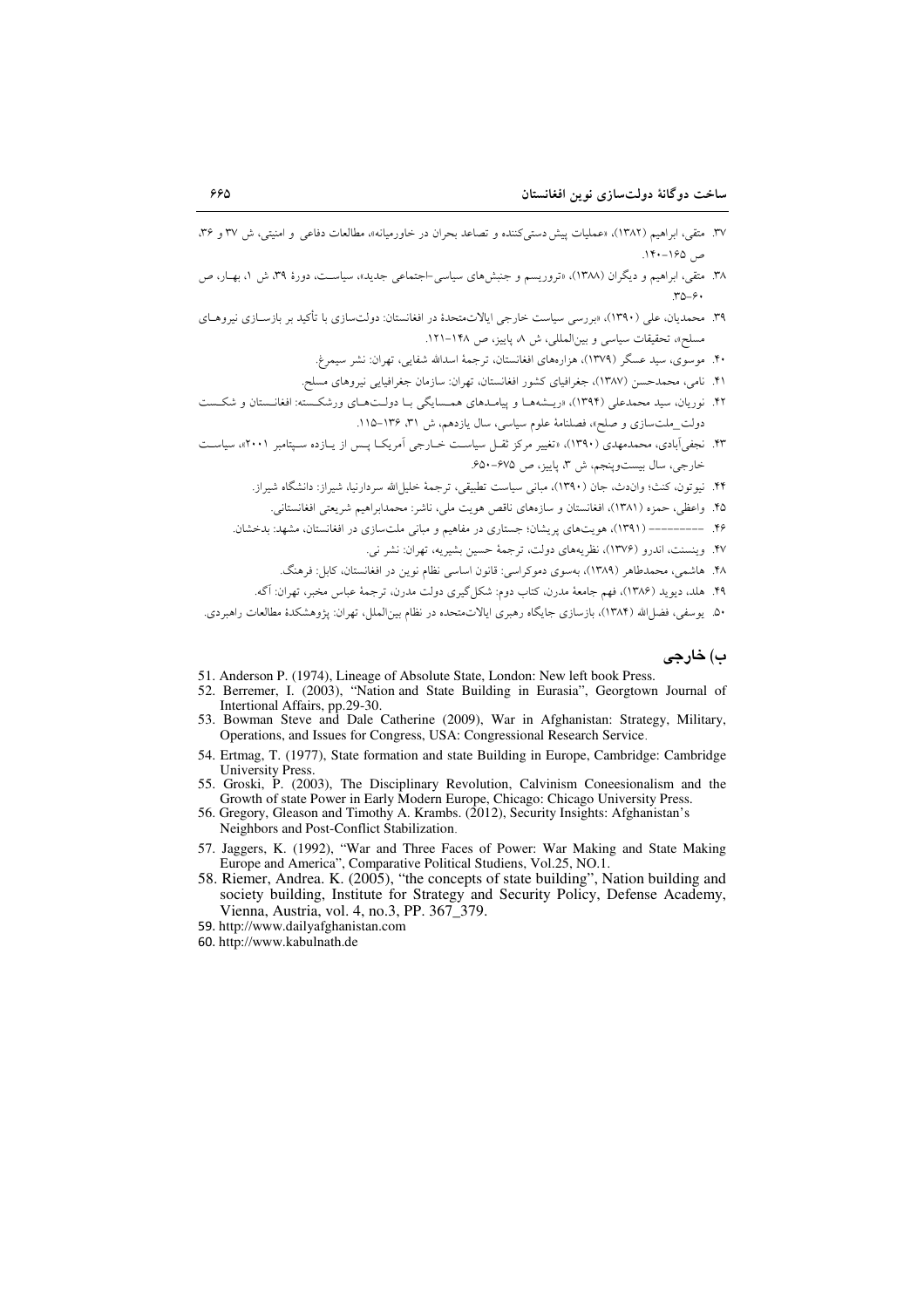۳۷. متقی، ابراهیم (۱۳۸۲)، «عملیات پیش دستی‌کننده و تصاعد بحران در خاورمیانه»، مطالعات دفاعی و امنیتی، ش ۳۷ و ۳۶، ص ۱۶۵-۱۴۰.

۳۸. متقی، ابراهیم و دیگران (۱۳۸۸)، «تروریسم و جنبش‌های سیاسی-اجتماعی جدید»، سیاست، دورهٔ ۳۹، ش ۱، بهار، ص ۶۰-۳۵.

۳۹. محمدیان، علی (۱۳۹۰)، «بررسی سیاست خارجی ایالات‌متحدهٔ در افغانستان: دولت‌سازی با تأکید بر بازسازی نیروهای مسلح»، تحقیقات سیاسی و بین‌المللی، ش ۸، پاییز، ص ۱۴۸-۱۲۱.

۴۰. موسوی، سید عسگر (۱۳۷۹)، هزاره‌های افغانستان، ترجمهٔ اسدالله شفایی، تهران: نشر سیمرغ.

۴۱. نامی، محمدحسن (۱۳۸۷)، جغرافیای کشور افغانستان، تهران: سازمان جغرافیایی نیروهای مسلح.

۴۲. نوریان، سید محمدعلی (۱۳۹۴)، «ریشه‌ها و پیامدهای همسایگی با دولت‌های ورشکسته: افغانستان و شکست دولت_ملت‌سازی و صلح»، فصلنامهٔ علوم سیاسی، سال یازدهم، ش ۳۱، ۱۳۶-۱۱۵.

۴۳. نجفی‌آبادی، محمدمهدی (۱۳۹۰)، «تغییر مرکز ثقل سیاست خارجی آمریکا پس از یازده سپتامبر ۲۰۰۱»، سیاست خارجی، سال بیست‌وپنجم، ش ۳، پاییز، ص ۶۷۵-۶۵۰.

۴۴. نیوتون، کنث؛ وان‌دث، جان (۱۳۹۰)، مبانی سیاست تطبیقی، ترجمهٔ خلیل‌الله سردارنیا، شیراز: دانشگاه شیراز.

۴۵. واعظی، حمزه (۱۳۸۱)، افغانستان و سازه‌های ناقص هویت ملی، ناشر: محمدابراهیم شریعتی افغانستانی.

۴۶. ---------- (۱۳۹۱)، هویت‌های پریشان؛ جستاری در مفاهیم و مبانی ملت‌سازی در افغانستان، مشهد: بدخشان.

۴۷. وینسنت، اندرو (۱۳۷۶)، نظریه‌های دولت، ترجمهٔ حسین بشیریه، تهران: نشر نی.

۴۸. هاشمی، محمدطاهر (۱۳۸۹)، به‌سوی دموکراسی: قانون اساسی نظام نوین در افغانستان، کابل: فرهنگ.

۴۹. هلد، دیوید (۱۳۸۶)، فهم جامعهٔ مدرن، کتاب دوم: شکل‌گیری دولت مدرن، ترجمهٔ عباس مخبر، تهران: آگه.

۵۰. یوسفی، فضل‌الله (۱۳۸۴)، بازسازی جایگاه رهبری ایالات‌متحده در نظام بین‌الملل، تهران: پژوهشکدهٔ مطالعات راهبردی.

## ب) خارجی

51. Anderson P. (1974), Lineage of Absolute State, London: New left book Press.
52. Berremer, I. (2003), "Nation and State Building in Eurasia", Georgtown Journal of Intertional Affairs, pp.29-30.
53. Bowman Steve and Dale Catherine (2009), War in Afghanistan: Strategy, Military, Operations, and Issues for Congress, USA: Congressional Research Service.
54. Ertmag, T. (1977), State formation and state Building in Europe, Cambridge: Cambridge University Press.
55. Groski, P. (2003), The Disciplinary Revolution, Calvinism Coneesionalism and the Growth of state Power in Early Modern Europe, Chicago: Chicago University Press.
56. Gregory, Gleason and Timothy A. Krambs. (2012), Security Insights: Afghanistan's Neighbors and Post-Conflict Stabilization.
57. Jaggers, K. (1992), "War and Three Faces of Power: War Making and State Making Europe and America", Comparative Political Studiens, Vol.25, NO.1.
58. Riemer, Andrea. K. (2005), "the concepts of state building", Nation building and society building, Institute for Strategy and Security Policy, Defense Academy, Vienna, Austria, vol. 4, no.3, PP. 367_379.
59. http://www.dailyafghanistan.com
60. http://www.kabulnath.de